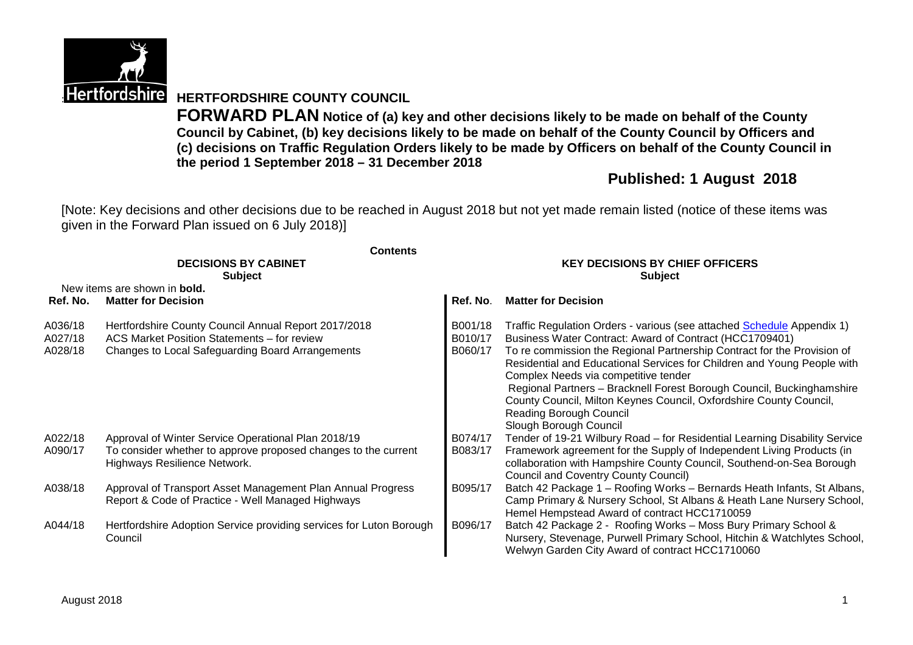# HERTFORDSHIRE COUNTY COUNCIL

**FORWARD PLAN Notice of (a) key and other decisions likely to be made on behalf of the County Council by Cabinet, (b) key decisions likely to be made on behalf of the County Council by Officers and (c) decisions on Traffic Regulation Orders likely to be made by Officers on behalf of the County Council in the period 1 September 2018 – 31 December 2018**

## Published: 1 August 2018

[Note: Key decisions and other decisions due to be reached in August 2018 but not yet made remain listed (notice of these items was given in the Forward Plan issued on 6 July 2018)]

**Contents**

| DECISIONS BY CABINET Subject | | KEY DECISIONS BY CHIEF OFFICERS Subject | |
|---|---|---|---|
| New items are shown in **bold.** | | | |
| **Ref. No.** | **Matter for Decision** | **Ref. No.** | **Matter for Decision** |
| A036/18 | Hertfordshire County Council Annual Report 2017/2018 | B001/18 | Traffic Regulation Orders - various (see attached Schedule Appendix 1) |
| A027/18 | ACS Market Position Statements – for review | B010/17 | Business Water Contract: Award of Contract (HCC1709401) |
| A028/18 | Changes to Local Safeguarding Board Arrangements | B060/17 | To re commission the Regional Partnership Contract for the Provision of Residential and Educational Services for Children and Young People with Complex Needs via competitive tender<br>Regional Partners – Bracknell Forest Borough Council, Buckinghamshire County Council, Milton Keynes Council, Oxfordshire County Council, Reading Borough Council<br>Slough Borough Council |
| A022/18 | Approval of Winter Service Operational Plan 2018/19 | B074/17 | Tender of 19-21 Wilbury Road – for Residential Learning Disability Service |
| A090/17 | To consider whether to approve proposed changes to the current Highways Resilience Network. | B083/17 | Framework agreement for the Supply of Independent Living Products (in collaboration with Hampshire County Council, Southend-on-Sea Borough Council and Coventry County Council) |
| A038/18 | Approval of Transport Asset Management Plan Annual Progress Report & Code of Practice - Well Managed Highways | B095/17 | Batch 42 Package 1 – Roofing Works – Bernards Heath Infants, St Albans, Camp Primary & Nursery School, St Albans & Heath Lane Nursery School, Hemel Hempstead Award of contract HCC1710059 |
| A044/18 | Hertfordshire Adoption Service providing services for Luton Borough Council | B096/17 | Batch 42 Package 2 - Roofing Works – Moss Bury Primary School & Nursery, Stevenage, Purwell Primary School, Hitchin & Watchlytes School, Welwyn Garden City Award of contract HCC1710060 |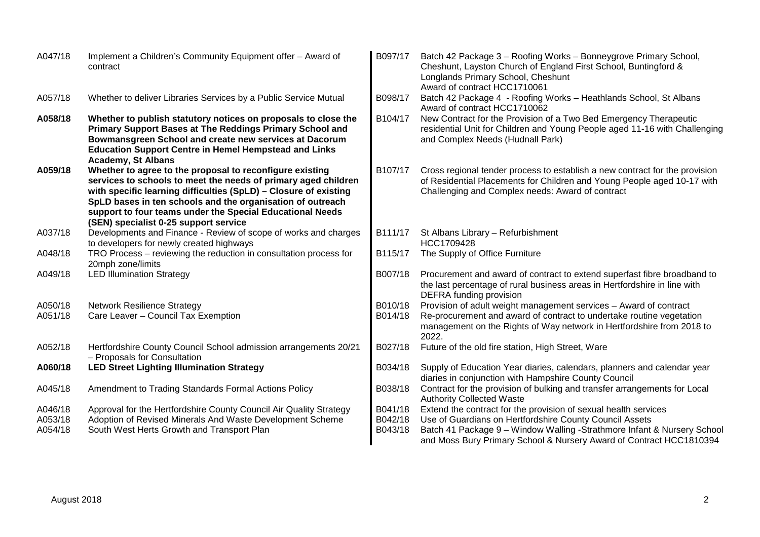| | |
|---|---|
| A047/18 | Implement a Children's Community Equipment offer – Award of contract |
| A057/18 | Whether to deliver Libraries Services by a Public Service Mutual |
| **A058/18** | **Whether to publish statutory notices on proposals to close the Primary Support Bases at The Reddings Primary School and Bowmansgreen School and create new services at Dacorum Education Support Centre in Hemel Hempstead and Links Academy, St Albans** |
| **A059/18** | **Whether to agree to the proposal to reconfigure existing services to schools to meet the needs of primary aged children with specific learning difficulties (SpLD) – Closure of existing SpLD bases in ten schools and the organisation of outreach support to four teams under the Special Educational Needs (SEN) specialist 0-25 support service** |
| A037/18 | Developments and Finance - Review of scope of works and charges to developers for newly created highways |
| A048/18 | TRO Process – reviewing the reduction in consultation process for 20mph zone/limits |
| A049/18 | LED Illumination Strategy |
| A050/18 | Network Resilience Strategy |
| A051/18 | Care Leaver – Council Tax Exemption |
| A052/18 | Hertfordshire County Council School admission arrangements 20/21 – Proposals for Consultation |
| **A060/18** | **LED Street Lighting Illumination Strategy** |
| A045/18 | Amendment to Trading Standards Formal Actions Policy |
| A046/18 | Approval for the Hertfordshire County Council Air Quality Strategy |
| A053/18 | Adoption of Revised Minerals And Waste Development Scheme |
| A054/18 | South West Herts Growth and Transport Plan |

| | |
|---|---|
| B097/17 | Batch 42 Package 3 – Roofing Works – Bonneygrove Primary School, Cheshunt, Layston Church of England First School, Buntingford & Longlands Primary School, Cheshunt Award of contract HCC1710061 |
| B098/17 | Batch 42 Package 4 - Roofing Works – Heathlands School, St Albans Award of contract HCC1710062 |
| B104/17 | New Contract for the Provision of a Two Bed Emergency Therapeutic residential Unit for Children and Young People aged 11-16 with Challenging and Complex Needs (Hudnall Park) |
| B107/17 | Cross regional tender process to establish a new contract for the provision of Residential Placements for Children and Young People aged 10-17 with Challenging and Complex needs: Award of contract |
| B111/17 | St Albans Library – Refurbishment HCC1709428 |
| B115/17 | The Supply of Office Furniture |
| B007/18 | Procurement and award of contract to extend superfast fibre broadband to the last percentage of rural business areas in Hertfordshire in line with DEFRA funding provision |
| B010/18 | Provision of adult weight management services – Award of contract |
| B014/18 | Re-procurement and award of contract to undertake routine vegetation management on the Rights of Way network in Hertfordshire from 2018 to 2022. |
| B027/18 | Future of the old fire station, High Street, Ware |
| B034/18 | Supply of Education Year diaries, calendars, planners and calendar year diaries in conjunction with Hampshire County Council |
| B038/18 | Contract for the provision of bulking and transfer arrangements for Local Authority Collected Waste |
| B041/18 | Extend the contract for the provision of sexual health services |
| B042/18 | Use of Guardians on Hertfordshire County Council Assets |
| B043/18 | Batch 41 Package 9 – Window Walling -Strathmore Infant & Nursery School and Moss Bury Primary School & Nursery Award of Contract HCC1810394 |

August 2018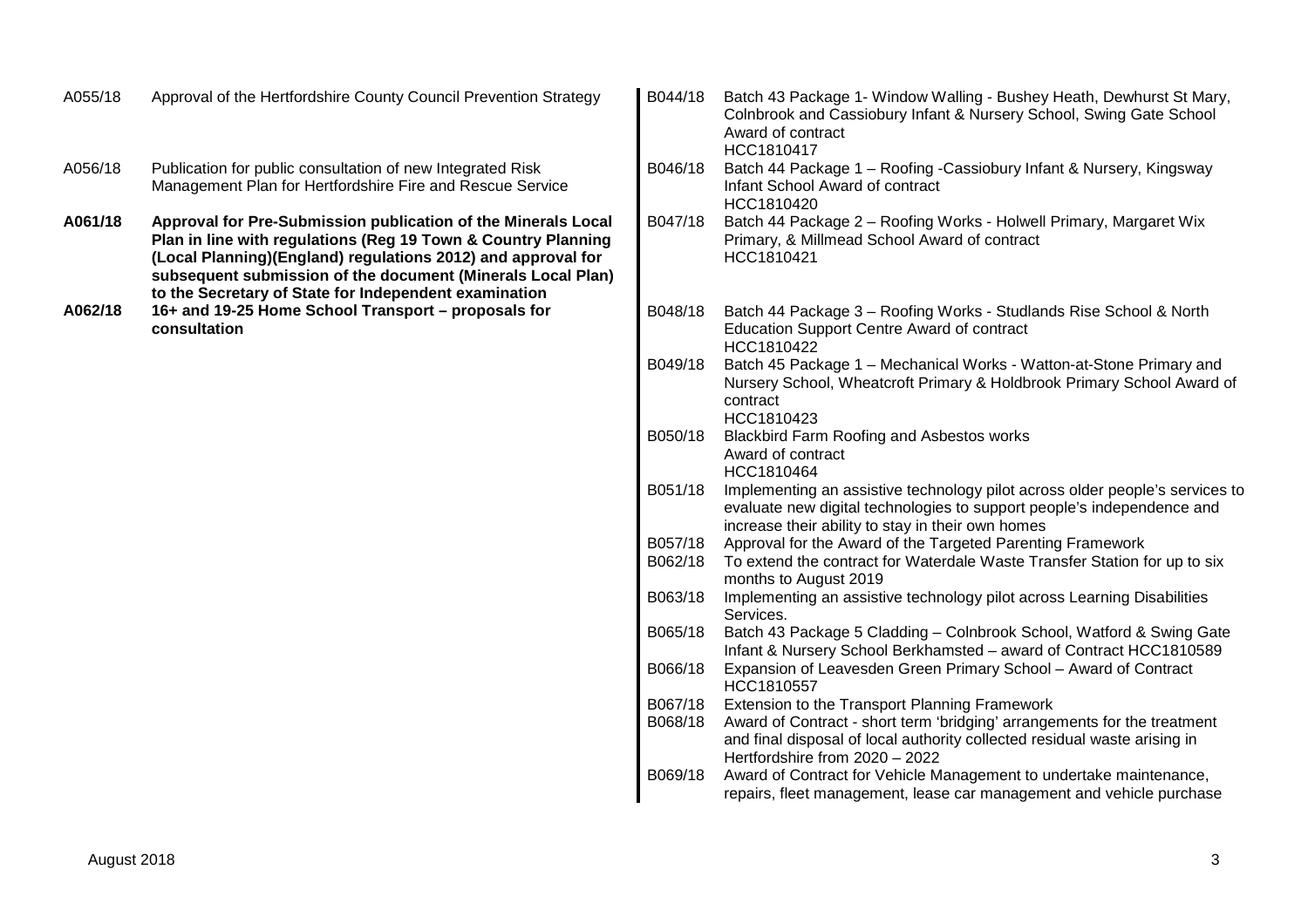A055/18 Approval of the Hertfordshire County Council Prevention Strategy

A056/18 Publication for public consultation of new Integrated Risk Management Plan for Hertfordshire Fire and Rescue Service

**A061/18 Approval for Pre-Submission publication of the Minerals Local Plan in line with regulations (Reg 19 Town & Country Planning (Local Planning)(England) regulations 2012) and approval for subsequent submission of the document (Minerals Local Plan) to the Secretary of State for Independent examination**

**A062/18 16+ and 19-25 Home School Transport – proposals for consultation**

B044/18 Batch 43 Package 1- Window Walling - Bushey Heath, Dewhurst St Mary, Colnbrook and Cassiobury Infant & Nursery School, Swing Gate School Award of contract
HCC1810417

B046/18 Batch 44 Package 1 – Roofing -Cassiobury Infant & Nursery, Kingsway Infant School Award of contract
HCC1810420

B047/18 Batch 44 Package 2 – Roofing Works - Holwell Primary, Margaret Wix Primary, & Millmead School Award of contract
HCC1810421

B048/18 Batch 44 Package 3 – Roofing Works - Studlands Rise School & North Education Support Centre Award of contract
HCC1810422

B049/18 Batch 45 Package 1 – Mechanical Works - Watton-at-Stone Primary and Nursery School, Wheatcroft Primary & Holdbrook Primary School Award of contract
HCC1810423

B050/18 Blackbird Farm Roofing and Asbestos works
Award of contract
HCC1810464

B051/18 Implementing an assistive technology pilot across older people's services to evaluate new digital technologies to support people's independence and increase their ability to stay in their own homes

B057/18 Approval for the Award of the Targeted Parenting Framework

B062/18 To extend the contract for Waterdale Waste Transfer Station for up to six months to August 2019

B063/18 Implementing an assistive technology pilot across Learning Disabilities Services.

B065/18 Batch 43 Package 5 Cladding – Colnbrook School, Watford & Swing Gate Infant & Nursery School Berkhamsted – award of Contract HCC1810589

B066/18 Expansion of Leavesden Green Primary School – Award of Contract HCC1810557

B067/18 Extension to the Transport Planning Framework

B068/18 Award of Contract - short term 'bridging' arrangements for the treatment and final disposal of local authority collected residual waste arising in Hertfordshire from 2020 – 2022

B069/18 Award of Contract for Vehicle Management to undertake maintenance, repairs, fleet management, lease car management and vehicle purchase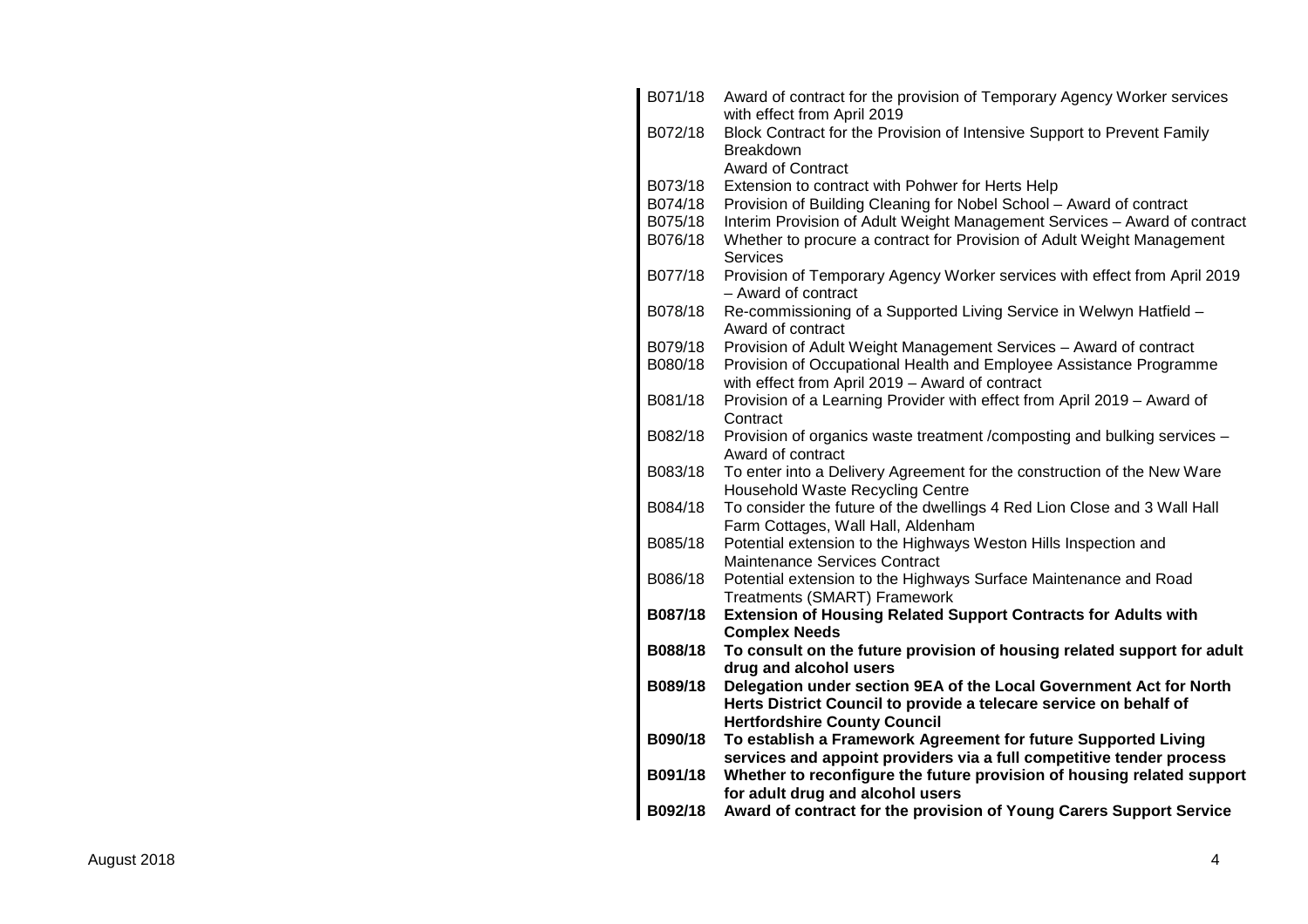| | |
|---|---|
| B071/18 | Award of contract for the provision of Temporary Agency Worker services with effect from April 2019 |
| B072/18 | Block Contract for the Provision of Intensive Support to Prevent Family Breakdown<br>Award of Contract |
| B073/18 | Extension to contract with Pohwer for Herts Help |
| B074/18 | Provision of Building Cleaning for Nobel School – Award of contract |
| B075/18 | Interim Provision of Adult Weight Management Services – Award of contract |
| B076/18 | Whether to procure a contract for Provision of Adult Weight Management Services |
| B077/18 | Provision of Temporary Agency Worker services with effect from April 2019 – Award of contract |
| B078/18 | Re-commissioning of a Supported Living Service in Welwyn Hatfield – Award of contract |
| B079/18 | Provision of Adult Weight Management Services – Award of contract |
| B080/18 | Provision of Occupational Health and Employee Assistance Programme with effect from April 2019 – Award of contract |
| B081/18 | Provision of a Learning Provider with effect from April 2019 – Award of Contract |
| B082/18 | Provision of organics waste treatment /composting and bulking services – Award of contract |
| B083/18 | To enter into a Delivery Agreement for the construction of the New Ware Household Waste Recycling Centre |
| B084/18 | To consider the future of the dwellings 4 Red Lion Close and 3 Wall Hall Farm Cottages, Wall Hall, Aldenham |
| B085/18 | Potential extension to the Highways Weston Hills Inspection and Maintenance Services Contract |
| B086/18 | Potential extension to the Highways Surface Maintenance and Road Treatments (SMART) Framework |
| **B087/18** | **Extension of Housing Related Support Contracts for Adults with Complex Needs** |
| **B088/18** | **To consult on the future provision of housing related support for adult drug and alcohol users** |
| **B089/18** | **Delegation under section 9EA of the Local Government Act for North Herts District Council to provide a telecare service on behalf of Hertfordshire County Council** |
| **B090/18** | **To establish a Framework Agreement for future Supported Living services and appoint providers via a full competitive tender process** |
| **B091/18** | **Whether to reconfigure the future provision of housing related support for adult drug and alcohol users** |
| **B092/18** | **Award of contract for the provision of Young Carers Support Service** |

August 2018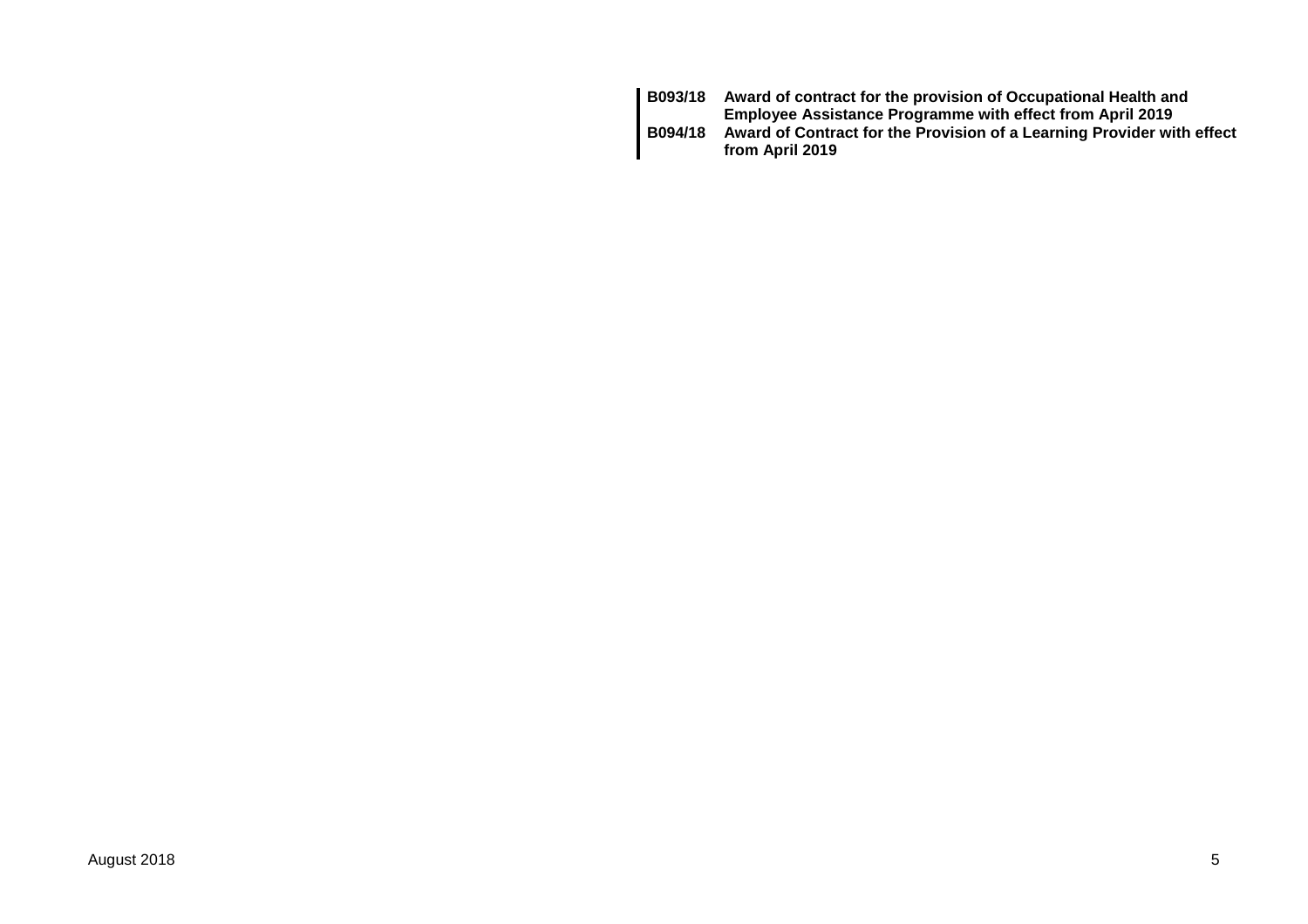| | |
|---|---|
| **B093/18** | **Award of contract for the provision of Occupational Health and Employee Assistance Programme with effect from April 2019** |
| **B094/18** | **Award of Contract for the Provision of a Learning Provider with effect from April 2019** |

August 2018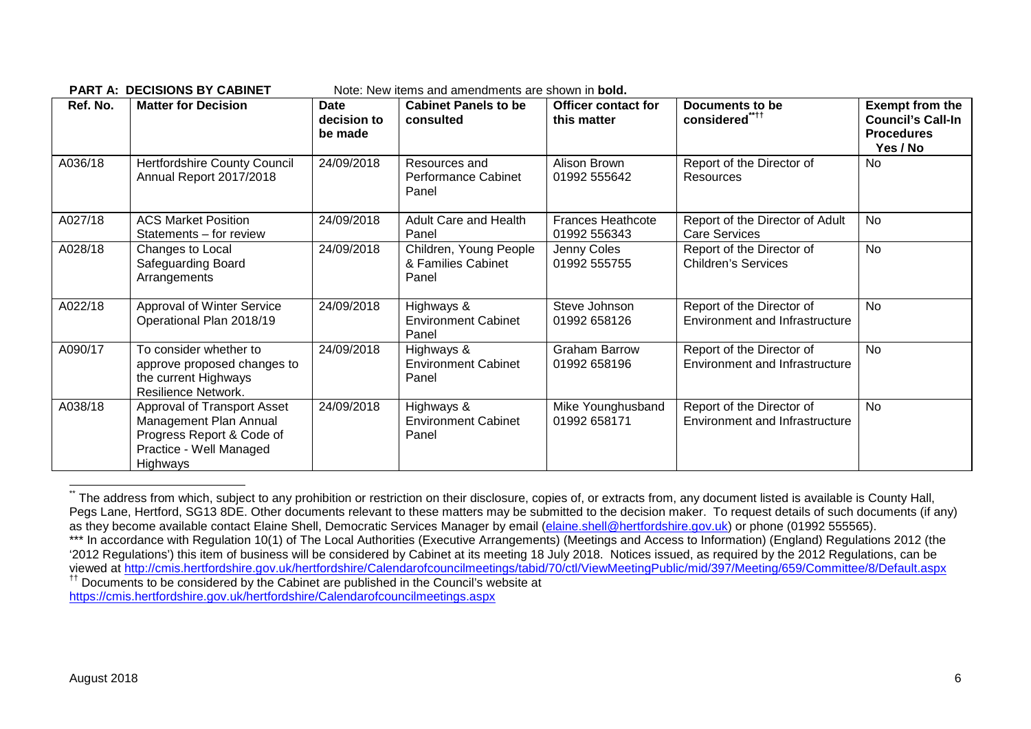**PART A: DECISIONS BY CABINET** Note: New items and amendments are shown in **bold.**

| Ref. No. | Matter for Decision | Date decision to be made | Cabinet Panels to be consulted | Officer contact for this matter | Documents to be considered[**††] | Exempt from the Council's Call-In Procedures Yes / No |
|---|---|---|---|---|---|---|
| A036/18 | Hertfordshire County Council Annual Report 2017/2018 | 24/09/2018 | Resources and Performance Cabinet Panel | Alison Brown 01992 555642 | Report of the Director of Resources | No |
| A027/18 | ACS Market Position Statements – for review | 24/09/2018 | Adult Care and Health Panel | Frances Heathcote 01992 556343 | Report of the Director of Adult Care Services | No |
| A028/18 | Changes to Local Safeguarding Board Arrangements | 24/09/2018 | Children, Young People & Families Cabinet Panel | Jenny Coles 01992 555755 | Report of the Director of Children's Services | No |
| A022/18 | Approval of Winter Service Operational Plan 2018/19 | 24/09/2018 | Highways & Environment Cabinet Panel | Steve Johnson 01992 658126 | Report of the Director of Environment and Infrastructure | No |
| A090/17 | To consider whether to approve proposed changes to the current Highways Resilience Network. | 24/09/2018 | Highways & Environment Cabinet Panel | Graham Barrow 01992 658196 | Report of the Director of Environment and Infrastructure | No |
| A038/18 | Approval of Transport Asset Management Plan Annual Progress Report & Code of Practice - Well Managed Highways | 24/09/2018 | Highways & Environment Cabinet Panel | Mike Younghusband 01992 658171 | Report of the Director of Environment and Infrastructure | No |

---

[**] The address from which, subject to any prohibition or restriction on their disclosure, copies of, or extracts from, any document listed is available is County Hall, Pegs Lane, Hertford, SG13 8DE. Other documents relevant to these matters may be submitted to the decision maker. To request details of such documents (if any) as they become available contact Elaine Shell, Democratic Services Manager by email (elaine.shell@hertfordshire.gov.uk) or phone (01992 555565).

*** In accordance with Regulation 10(1) of The Local Authorities (Executive Arrangements) (Meetings and Access to Information) (England) Regulations 2012 (the '2012 Regulations') this item of business will be considered by Cabinet at its meeting 18 July 2018. Notices issued, as required by the 2012 Regulations, can be viewed at http://cmis.hertfordshire.gov.uk/hertfordshire/Calendarofcouncilmeetings/tabid/70/ctl/ViewMeetingPublic/mid/397/Meeting/659/Committee/8/Default.aspx

[††] Documents to be considered by the Cabinet are published in the Council's website at https://cmis.hertfordshire.gov.uk/hertfordshire/Calendarofcouncilmeetings.aspx

August 2018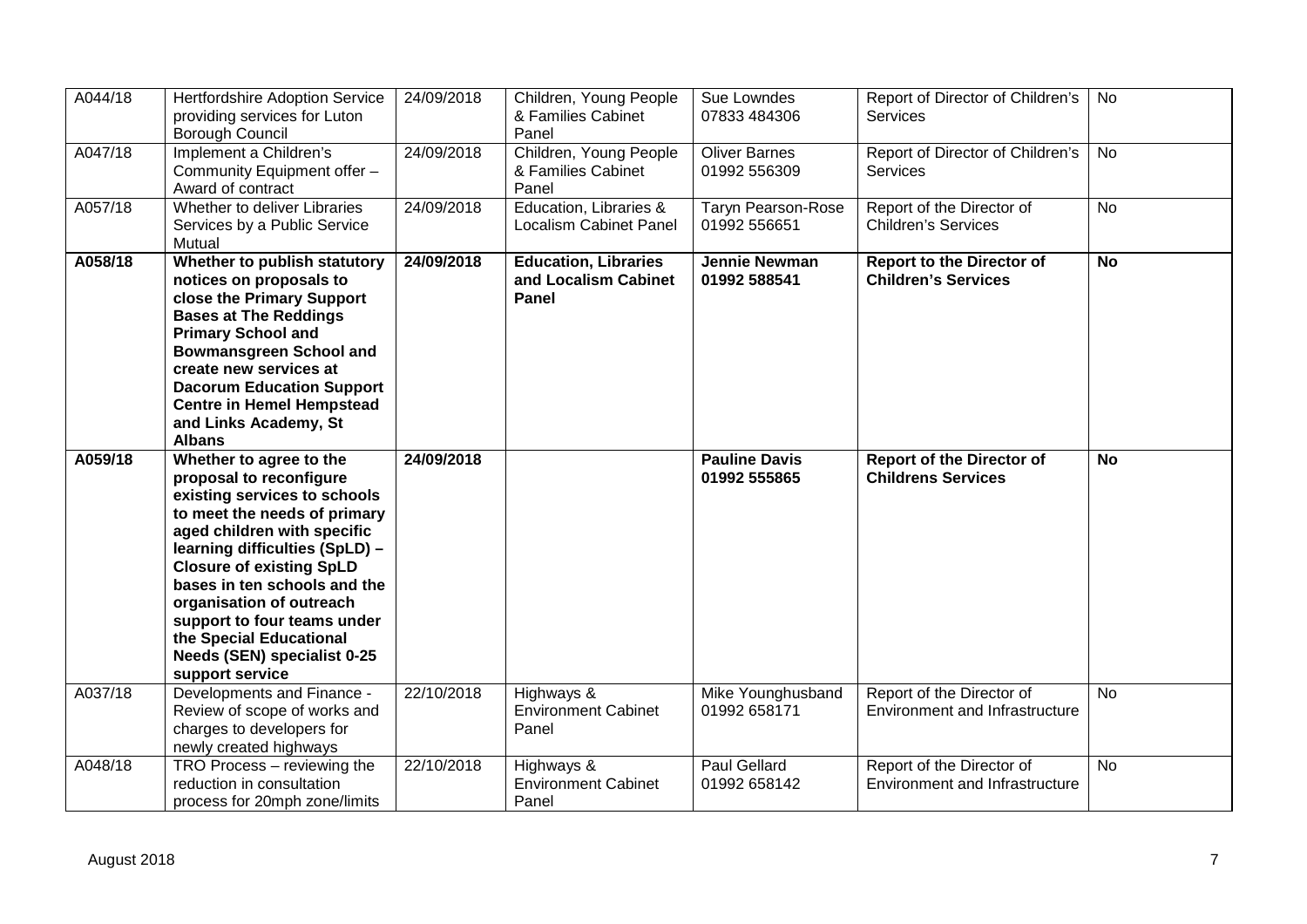| A044/18 | Hertfordshire Adoption Service providing services for Luton Borough Council | 24/09/2018 | Children, Young People & Families Cabinet Panel | Sue Lowndes 07833 484306 | Report of Director of Children's Services | No |
|---|---|---|---|---|---|---|
| A047/18 | Implement a Children's Community Equipment offer – Award of contract | 24/09/2018 | Children, Young People & Families Cabinet Panel | Oliver Barnes 01992 556309 | Report of Director of Children's Services | No |
| A057/18 | Whether to deliver Libraries Services by a Public Service Mutual | 24/09/2018 | Education, Libraries & Localism Cabinet Panel | Taryn Pearson-Rose 01992 556651 | Report of the Director of Children's Services | No |
| **A058/18** | **Whether to publish statutory notices on proposals to close the Primary Support Bases at The Reddings Primary School and Bowmansgreen School and create new services at Dacorum Education Support Centre in Hemel Hempstead and Links Academy, St Albans** | **24/09/2018** | **Education, Libraries and Localism Cabinet Panel** | **Jennie Newman 01992 588541** | **Report to the Director of Children's Services** | **No** |
| **A059/18** | **Whether to agree to the proposal to reconfigure existing services to schools to meet the needs of primary aged children with specific learning difficulties (SpLD) – Closure of existing SpLD bases in ten schools and the organisation of outreach support to four teams under the Special Educational Needs (SEN) specialist 0-25 support service** | **24/09/2018** | | **Pauline Davis 01992 555865** | **Report of the Director of Childrens Services** | **No** |
| A037/18 | Developments and Finance - Review of scope of works and charges to developers for newly created highways | 22/10/2018 | Highways & Environment Cabinet Panel | Mike Younghusband 01992 658171 | Report of the Director of Environment and Infrastructure | No |
| A048/18 | TRO Process – reviewing the reduction in consultation process for 20mph zone/limits | 22/10/2018 | Highways & Environment Cabinet Panel | Paul Gellard 01992 658142 | Report of the Director of Environment and Infrastructure | No |

August 2018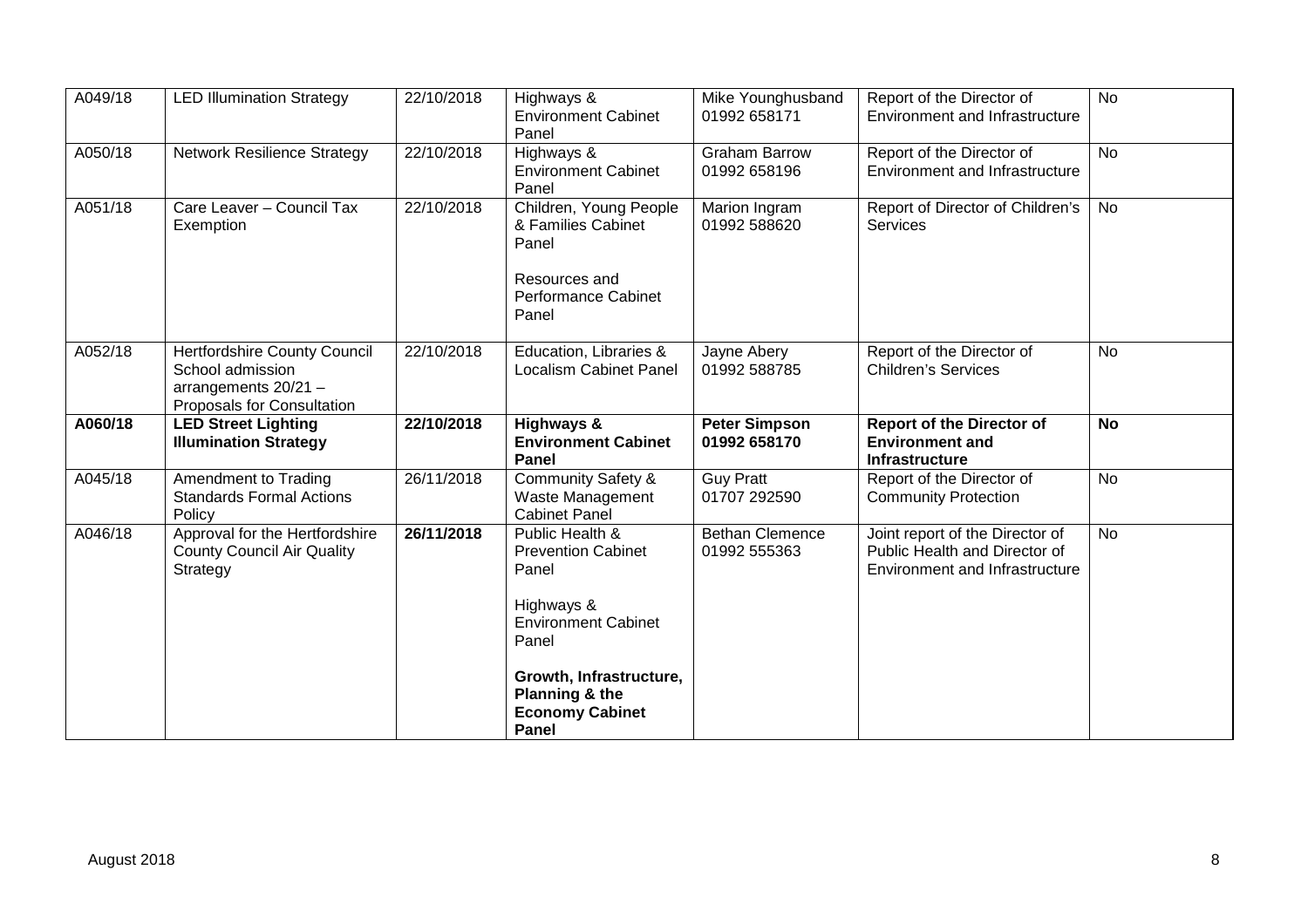| A049/18 | LED Illumination Strategy | 22/10/2018 | Highways & Environment Cabinet Panel | Mike Younghusband 01992 658171 | Report of the Director of Environment and Infrastructure | No |
|---|---|---|---|---|---|---|
| A050/18 | Network Resilience Strategy | 22/10/2018 | Highways & Environment Cabinet Panel | Graham Barrow 01992 658196 | Report of the Director of Environment and Infrastructure | No |
| A051/18 | Care Leaver – Council Tax Exemption | 22/10/2018 | Children, Young People & Families Cabinet Panel<br><br>Resources and Performance Cabinet Panel | Marion Ingram 01992 588620 | Report of Director of Children's Services | No |
| A052/18 | Hertfordshire County Council School admission arrangements 20/21 – Proposals for Consultation | 22/10/2018 | Education, Libraries & Localism Cabinet Panel | Jayne Abery 01992 588785 | Report of the Director of Children's Services | No |
| **A060/18** | **LED Street Lighting Illumination Strategy** | **22/10/2018** | **Highways & Environment Cabinet Panel** | **Peter Simpson 01992 658170** | **Report of the Director of Environment and Infrastructure** | **No** |
| A045/18 | Amendment to Trading Standards Formal Actions Policy | 26/11/2018 | Community Safety & Waste Management Cabinet Panel | Guy Pratt 01707 292590 | Report of the Director of Community Protection | No |
| A046/18 | Approval for the Hertfordshire County Council Air Quality Strategy | **26/11/2018** | Public Health & Prevention Cabinet Panel<br><br>Highways & Environment Cabinet Panel<br><br>**Growth, Infrastructure, Planning & the Economy Cabinet Panel** | Bethan Clemence 01992 555363 | Joint report of the Director of Public Health and Director of Environment and Infrastructure | No |

August 2018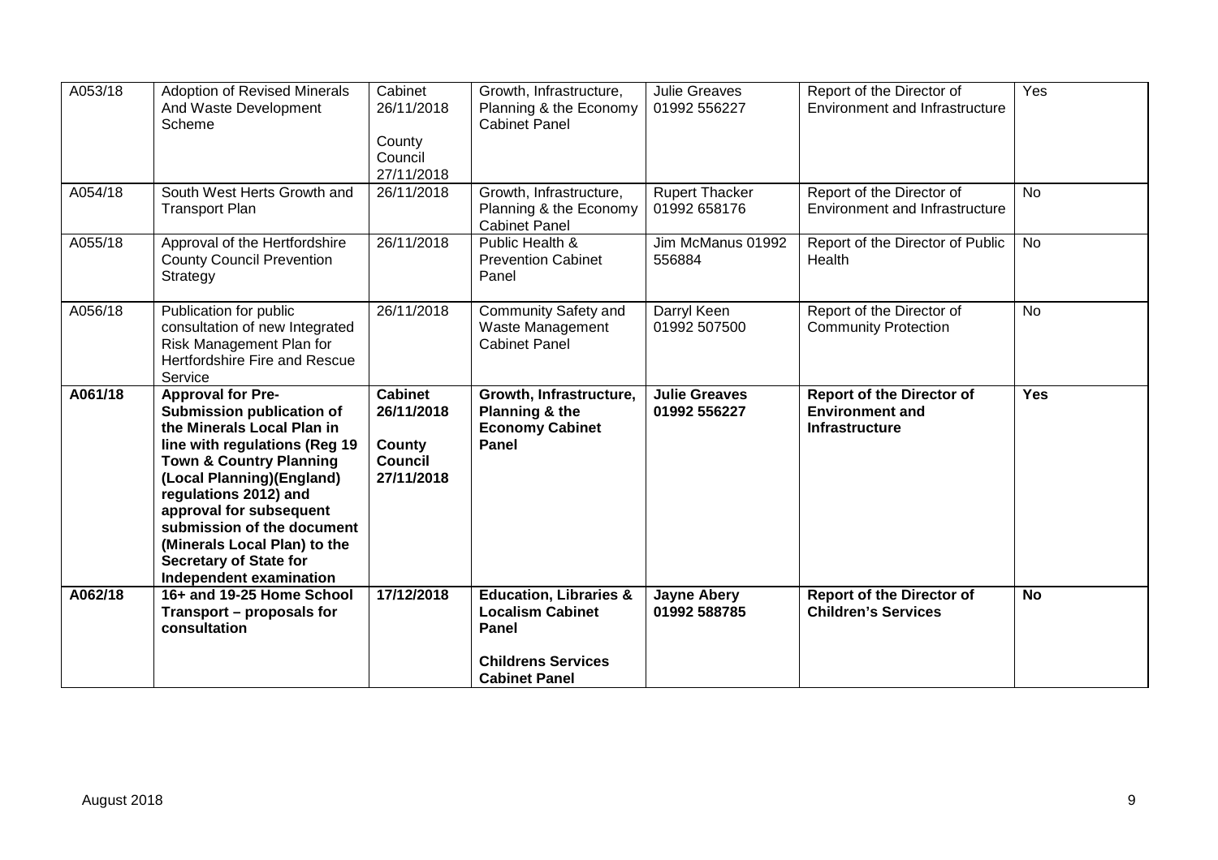| A053/18 | Adoption of Revised Minerals And Waste Development Scheme | Cabinet 26/11/2018<br><br>County Council 27/11/2018 | Growth, Infrastructure, Planning & the Economy Cabinet Panel | Julie Greaves 01992 556227 | Report of the Director of Environment and Infrastructure | Yes |
|---|---|---|---|---|---|---|
| A054/18 | South West Herts Growth and Transport Plan | 26/11/2018 | Growth, Infrastructure, Planning & the Economy Cabinet Panel | Rupert Thacker 01992 658176 | Report of the Director of Environment and Infrastructure | No |
| A055/18 | Approval of the Hertfordshire County Council Prevention Strategy | 26/11/2018 | Public Health & Prevention Cabinet Panel | Jim McManus 01992 556884 | Report of the Director of Public Health | No |
| A056/18 | Publication for public consultation of new Integrated Risk Management Plan for Hertfordshire Fire and Rescue Service | 26/11/2018 | Community Safety and Waste Management Cabinet Panel | Darryl Keen 01992 507500 | Report of the Director of Community Protection | No |
| **A061/18** | **Approval for Pre-Submission publication of the Minerals Local Plan in line with regulations (Reg 19 Town & Country Planning (Local Planning)(England) regulations 2012) and approval for subsequent submission of the document (Minerals Local Plan) to the Secretary of State for Independent examination** | **Cabinet 26/11/2018<br><br>County Council 27/11/2018** | **Growth, Infrastructure, Planning & the Economy Cabinet Panel** | **Julie Greaves 01992 556227** | **Report of the Director of Environment and Infrastructure** | **Yes** |
| **A062/18** | **16+ and 19-25 Home School Transport – proposals for consultation** | **17/12/2018** | **Education, Libraries & Localism Cabinet Panel<br><br>Childrens Services Cabinet Panel** | **Jayne Abery 01992 588785** | **Report of the Director of Children's Services** | **No** |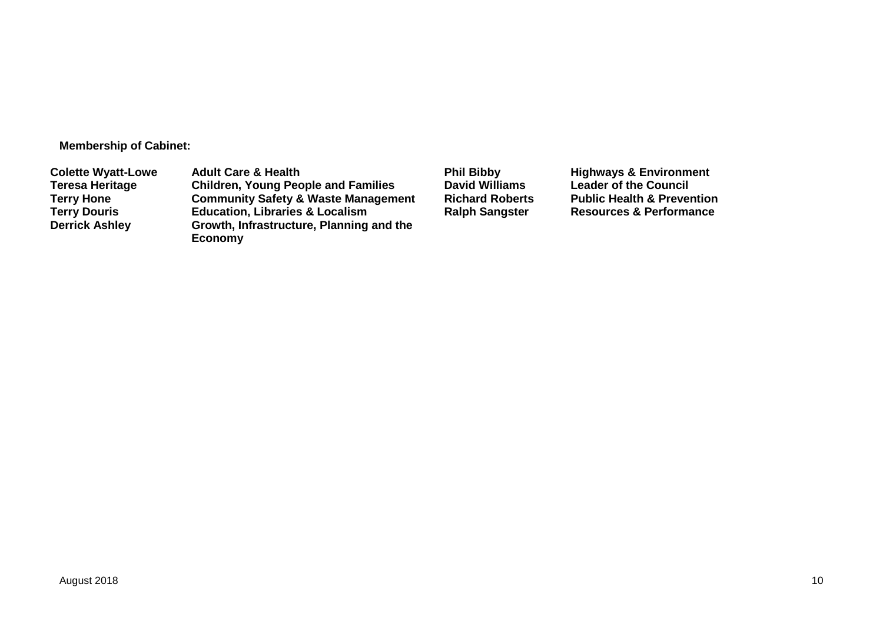**Membership of Cabinet:**

| | | | |
|---|---|---|---|
| **Colette Wyatt-Lowe** | **Adult Care & Health** | **Phil Bibby** | **Highways & Environment** |
| **Teresa Heritage** | **Children, Young People and Families** | **David Williams** | **Leader of the Council** |
| **Terry Hone** | **Community Safety & Waste Management** | **Richard Roberts** | **Public Health & Prevention** |
| **Terry Douris** | **Education, Libraries & Localism** | **Ralph Sangster** | **Resources & Performance** |
| **Derrick Ashley** | **Growth, Infrastructure, Planning and the Economy** | | |

August 2018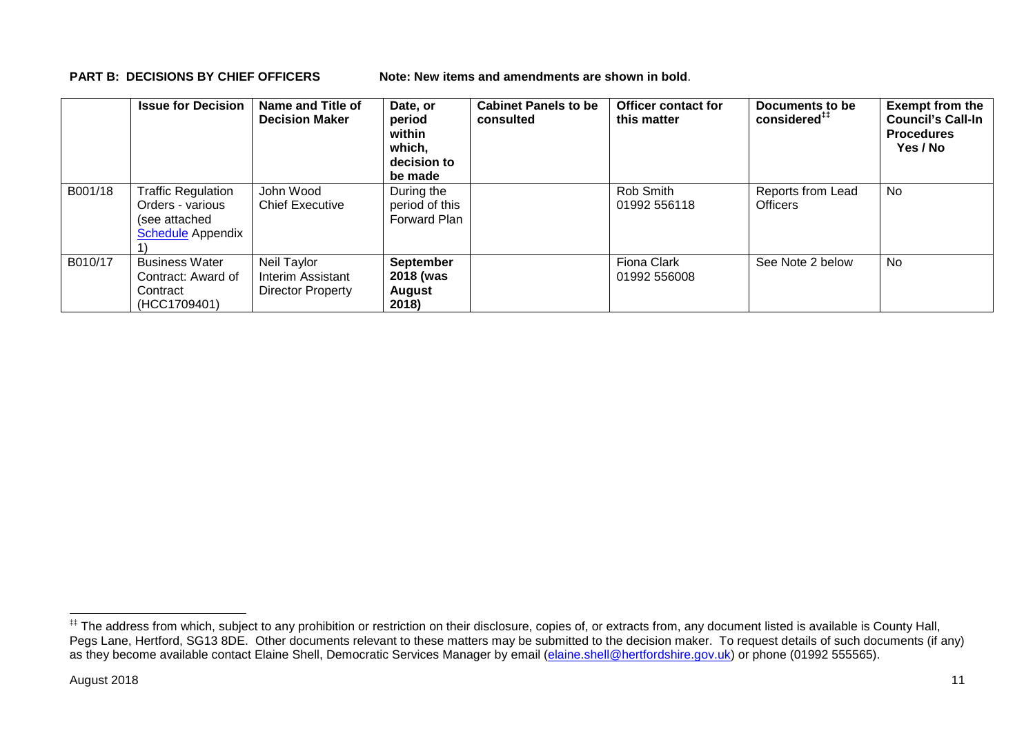**PART B: DECISIONS BY CHIEF OFFICERS** **Note: New items and amendments are shown in bold**.

| | Issue for Decision | Name and Title of Decision Maker | Date, or period within which, decision to be made | Cabinet Panels to be consulted | Officer contact for this matter | Documents to be considered[‡‡] | Exempt from the Council's Call-In Procedures Yes / No |
|---|---|---|---|---|---|---|---|
| B001/18 | Traffic Regulation Orders - various (see attached Schedule Appendix 1) | John Wood Chief Executive | During the period of this Forward Plan | | Rob Smith 01992 556118 | Reports from Lead Officers | No |
| B010/17 | Business Water Contract: Award of Contract (HCC1709401) | Neil Taylor Interim Assistant Director Property | **September 2018 (was August 2018)** | | Fiona Clark 01992 556008 | See Note 2 below | No |

[‡‡] The address from which, subject to any prohibition or restriction on their disclosure, copies of, or extracts from, any document listed is available is County Hall, Pegs Lane, Hertford, SG13 8DE. Other documents relevant to these matters may be submitted to the decision maker. To request details of such documents (if any) as they become available contact Elaine Shell, Democratic Services Manager by email (elaine.shell@hertfordshire.gov.uk) or phone (01992 555565).

August 2018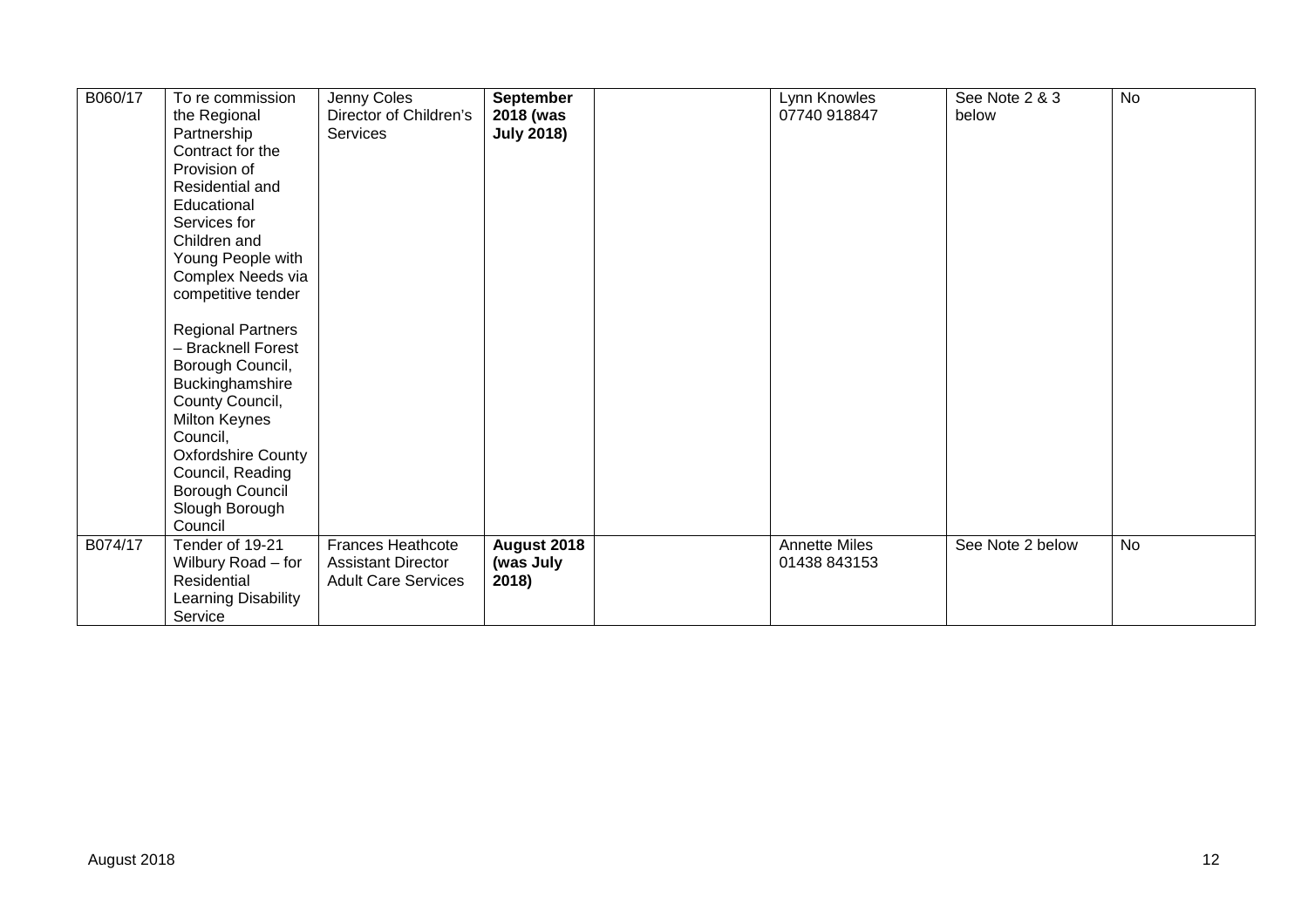| | | | | | | | |
|---|---|---|---|---|---|---|---|
| B060/17 | To re commission the Regional Partnership Contract for the Provision of Residential and Educational Services for Children and Young People with Complex Needs via competitive tender<br><br>Regional Partners – Bracknell Forest Borough Council, Buckinghamshire County Council, Milton Keynes Council, Oxfordshire County Council, Reading Borough Council Slough Borough Council | Jenny Coles Director of Children's Services | **September 2018 (was July 2018)** | | Lynn Knowles 07740 918847 | See Note 2 & 3 below | No |
| B074/17 | Tender of 19-21 Wilbury Road – for Residential Learning Disability Service | Frances Heathcote Assistant Director Adult Care Services | **August 2018 (was July 2018)** | | Annette Miles 01438 843153 | See Note 2 below | No |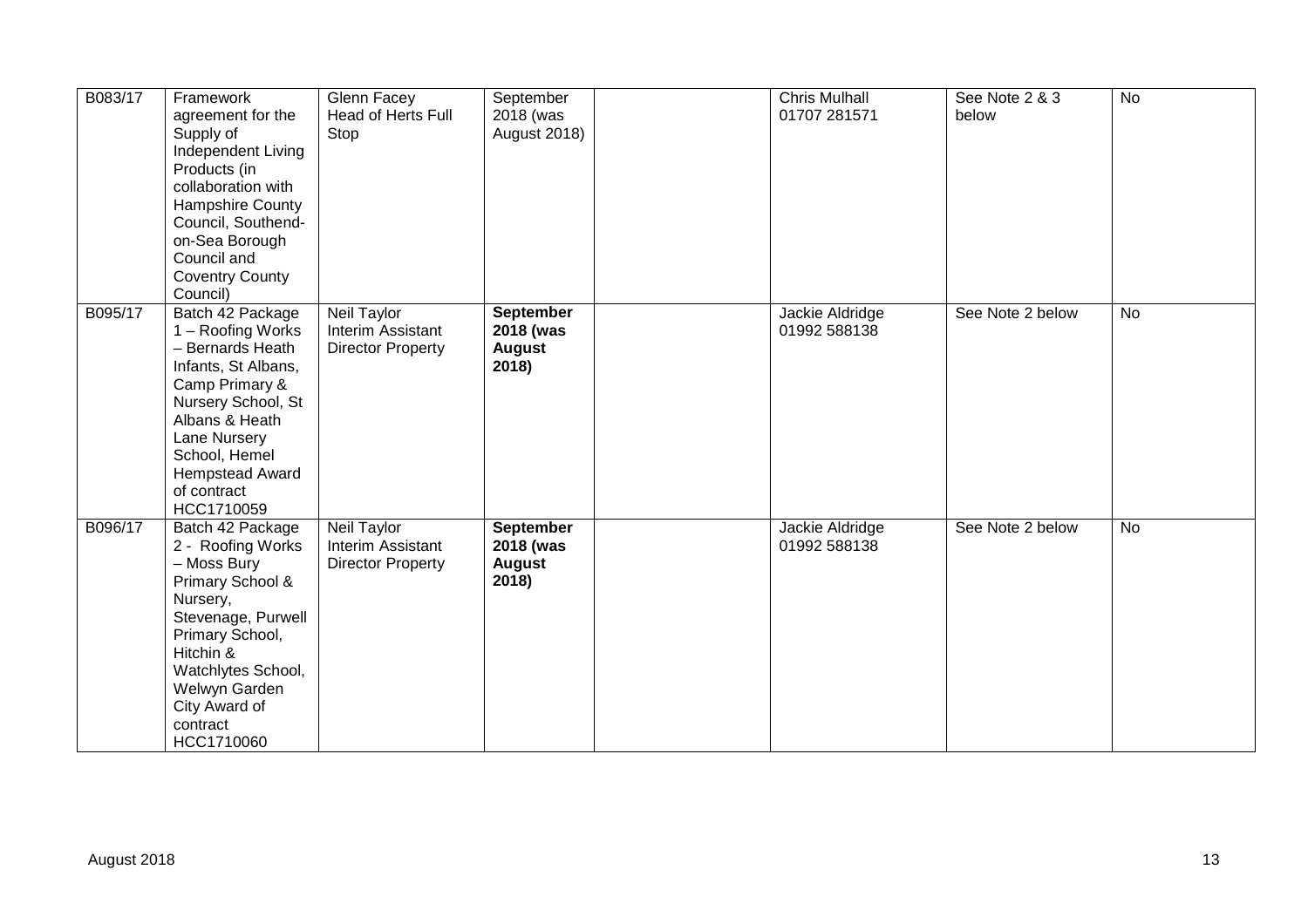| | | | | | | | |
|---|---|---|---|---|---|---|---|
| B083/17 | Framework agreement for the Supply of Independent Living Products (in collaboration with Hampshire County Council, Southend-on-Sea Borough Council and Coventry County Council) | Glenn Facey Head of Herts Full Stop | September 2018 (was August 2018) | | Chris Mulhall 01707 281571 | See Note 2 & 3 below | No |
| B095/17 | Batch 42 Package 1 – Roofing Works – Bernards Heath Infants, St Albans, Camp Primary & Nursery School, St Albans & Heath Lane Nursery School, Hemel Hempstead Award of contract HCC1710059 | Neil Taylor Interim Assistant Director Property | **September 2018 (was August 2018)** | | Jackie Aldridge 01992 588138 | See Note 2 below | No |
| B096/17 | Batch 42 Package 2 - Roofing Works – Moss Bury Primary School & Nursery, Stevenage, Purwell Primary School, Hitchin & Watchlytes School, Welwyn Garden City Award of contract HCC1710060 | Neil Taylor Interim Assistant Director Property | **September 2018 (was August 2018)** | | Jackie Aldridge 01992 588138 | See Note 2 below | No |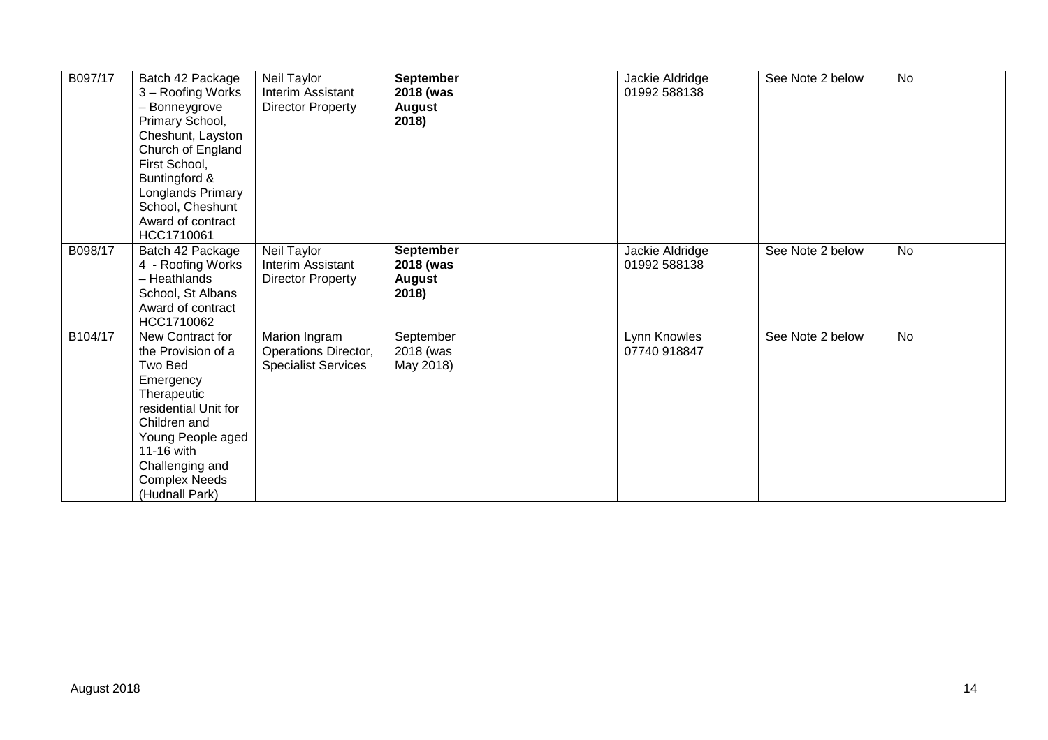| | | | | | | | |
|---|---|---|---|---|---|---|---|
| B097/17 | Batch 42 Package 3 – Roofing Works – Bonneygrove Primary School, Cheshunt, Layston Church of England First School, Buntingford & Longlands Primary School, Cheshunt Award of contract HCC1710061 | Neil Taylor Interim Assistant Director Property | **September 2018 (was August 2018)** | | Jackie Aldridge 01992 588138 | See Note 2 below | No |
| B098/17 | Batch 42 Package 4 - Roofing Works – Heathlands School, St Albans Award of contract HCC1710062 | Neil Taylor Interim Assistant Director Property | **September 2018 (was August 2018)** | | Jackie Aldridge 01992 588138 | See Note 2 below | No |
| B104/17 | New Contract for the Provision of a Two Bed Emergency Therapeutic residential Unit for Children and Young People aged 11-16 with Challenging and Complex Needs (Hudnall Park) | Marion Ingram Operations Director, Specialist Services | September 2018 (was May 2018) | | Lynn Knowles 07740 918847 | See Note 2 below | No |

August 2018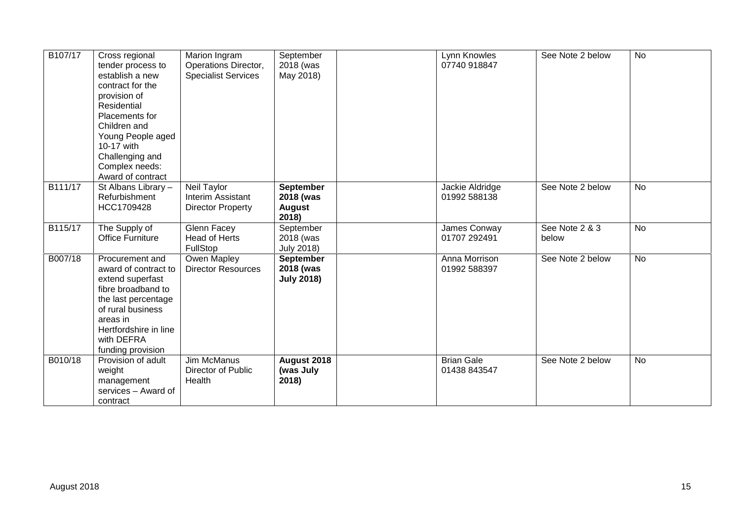| | | | | | | | |
|---|---|---|---|---|---|---|---|
| B107/17 | Cross regional tender process to establish a new contract for the provision of Residential Placements for Children and Young People aged 10-17 with Challenging and Complex needs: Award of contract | Marion Ingram Operations Director, Specialist Services | September 2018 (was May 2018) | | Lynn Knowles 07740 918847 | See Note 2 below | No |
| B111/17 | St Albans Library – Refurbishment HCC1709428 | Neil Taylor Interim Assistant Director Property | **September 2018 (was August 2018)** | | Jackie Aldridge 01992 588138 | See Note 2 below | No |
| B115/17 | The Supply of Office Furniture | Glenn Facey Head of Herts FullStop | September 2018 (was July 2018) | | James Conway 01707 292491 | See Note 2 & 3 below | No |
| B007/18 | Procurement and award of contract to extend superfast fibre broadband to the last percentage of rural business areas in Hertfordshire in line with DEFRA funding provision | Owen Mapley Director Resources | **September 2018 (was July 2018)** | | Anna Morrison 01992 588397 | See Note 2 below | No |
| B010/18 | Provision of adult weight management services – Award of contract | Jim McManus Director of Public Health | **August 2018 (was July 2018)** | | Brian Gale 01438 843547 | See Note 2 below | No |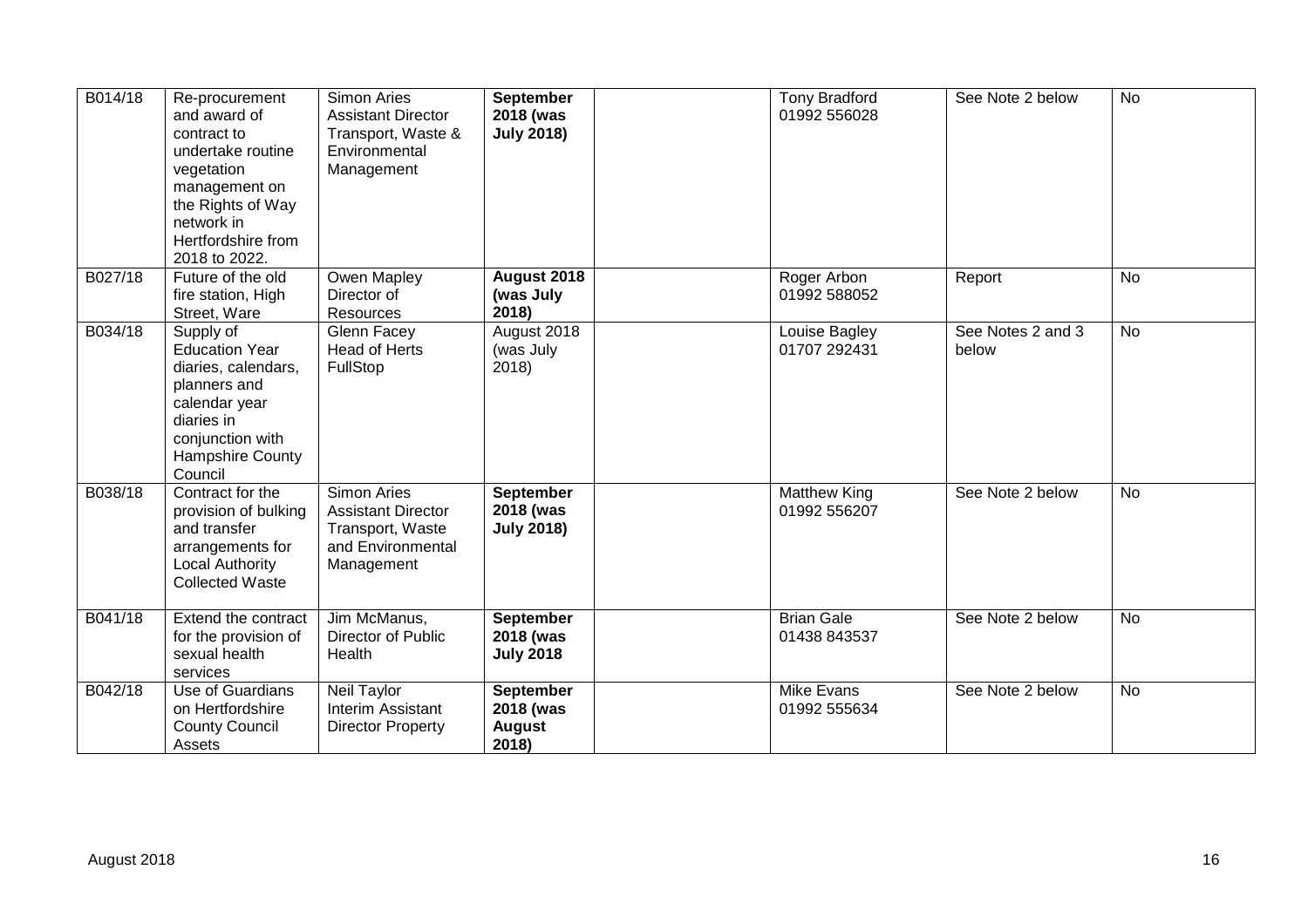| | | | | | | | |
|---|---|---|---|---|---|---|---|
| B014/18 | Re-procurement and award of contract to undertake routine vegetation management on the Rights of Way network in Hertfordshire from 2018 to 2022. | Simon Aries Assistant Director Transport, Waste & Environmental Management | **September 2018 (was July 2018)** | | Tony Bradford 01992 556028 | See Note 2 below | No |
| B027/18 | Future of the old fire station, High Street, Ware | Owen Mapley Director of Resources | **August 2018 (was July 2018)** | | Roger Arbon 01992 588052 | Report | No |
| B034/18 | Supply of Education Year diaries, calendars, planners and calendar year diaries in conjunction with Hampshire County Council | Glenn Facey Head of Herts FullStop | August 2018 (was July 2018) | | Louise Bagley 01707 292431 | See Notes 2 and 3 below | No |
| B038/18 | Contract for the provision of bulking and transfer arrangements for Local Authority Collected Waste | Simon Aries Assistant Director Transport, Waste and Environmental Management | **September 2018 (was July 2018)** | | Matthew King 01992 556207 | See Note 2 below | No |
| B041/18 | Extend the contract for the provision of sexual health services | Jim McManus, Director of Public Health | **September 2018 (was July 2018** | | Brian Gale 01438 843537 | See Note 2 below | No |
| B042/18 | Use of Guardians on Hertfordshire County Council Assets | Neil Taylor Interim Assistant Director Property | **September 2018 (was August 2018)** | | Mike Evans 01992 555634 | See Note 2 below | No |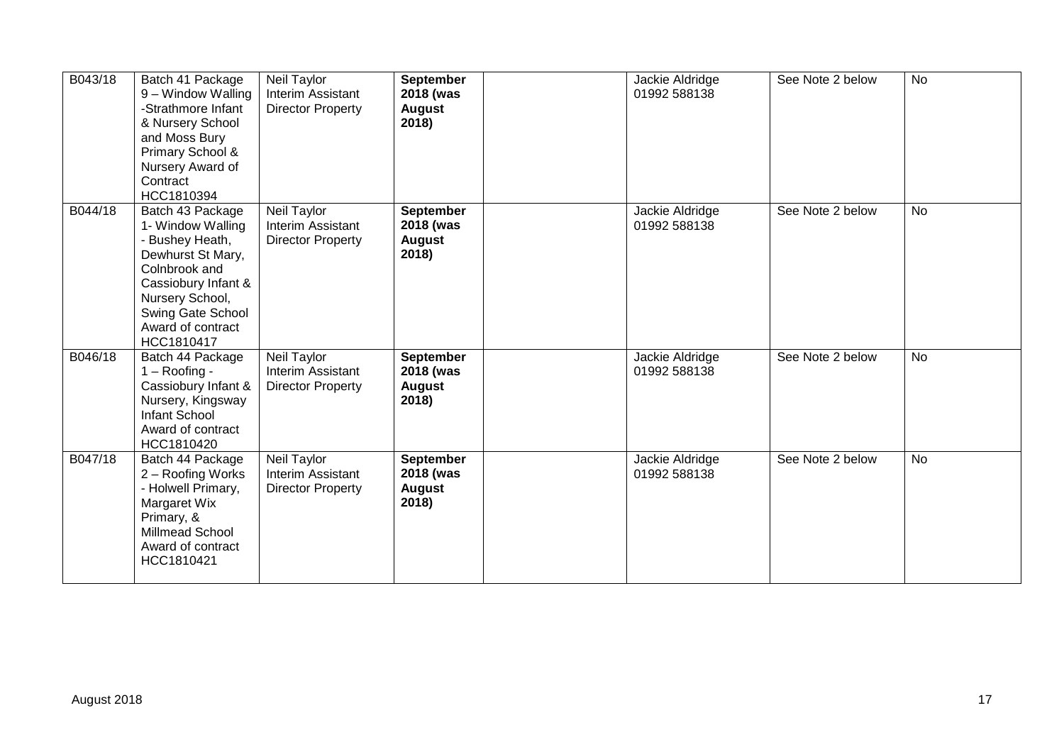| B043/18 | Batch 41 Package 9 – Window Walling -Strathmore Infant & Nursery School and Moss Bury Primary School & Nursery Award of Contract HCC1810394 | Neil Taylor Interim Assistant Director Property | **September 2018 (was August 2018)** | | Jackie Aldridge 01992 588138 | See Note 2 below | No |
|---|---|---|---|---|---|---|---|
| B044/18 | Batch 43 Package 1- Window Walling - Bushey Heath, Dewhurst St Mary, Colnbrook and Cassiobury Infant & Nursery School, Swing Gate School Award of contract HCC1810417 | Neil Taylor Interim Assistant Director Property | **September 2018 (was August 2018)** | | Jackie Aldridge 01992 588138 | See Note 2 below | No |
| B046/18 | Batch 44 Package 1 – Roofing - Cassiobury Infant & Nursery, Kingsway Infant School Award of contract HCC1810420 | Neil Taylor Interim Assistant Director Property | **September 2018 (was August 2018)** | | Jackie Aldridge 01992 588138 | See Note 2 below | No |
| B047/18 | Batch 44 Package 2 – Roofing Works - Holwell Primary, Margaret Wix Primary, & Millmead School Award of contract HCC1810421 | Neil Taylor Interim Assistant Director Property | **September 2018 (was August 2018)** | | Jackie Aldridge 01992 588138 | See Note 2 below | No |

August 2018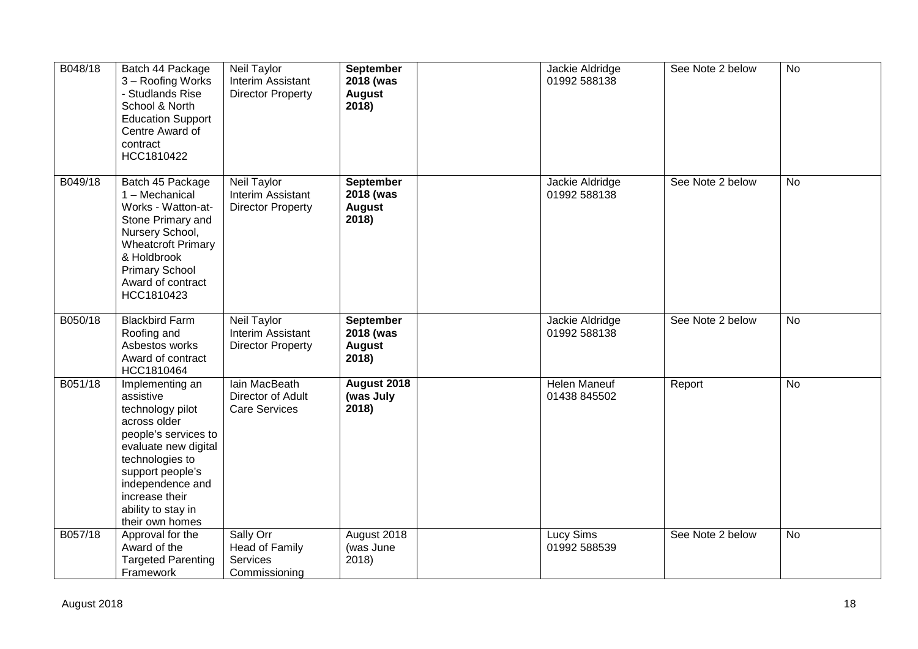| | | | | | | | |
|---|---|---|---|---|---|---|---|
| B048/18 | Batch 44 Package 3 – Roofing Works - Studlands Rise School & North Education Support Centre Award of contract HCC1810422 | Neil Taylor Interim Assistant Director Property | **September 2018 (was August 2018)** | | Jackie Aldridge 01992 588138 | See Note 2 below | No |
| B049/18 | Batch 45 Package 1 – Mechanical Works - Watton-at-Stone Primary and Nursery School, Wheatcroft Primary & Holdbrook Primary School Award of contract HCC1810423 | Neil Taylor Interim Assistant Director Property | **September 2018 (was August 2018)** | | Jackie Aldridge 01992 588138 | See Note 2 below | No |
| B050/18 | Blackbird Farm Roofing and Asbestos works Award of contract HCC1810464 | Neil Taylor Interim Assistant Director Property | **September 2018 (was August 2018)** | | Jackie Aldridge 01992 588138 | See Note 2 below | No |
| B051/18 | Implementing an assistive technology pilot across older people's services to evaluate new digital technologies to support people's independence and increase their ability to stay in their own homes | Iain MacBeath Director of Adult Care Services | **August 2018 (was July 2018)** | | Helen Maneuf 01438 845502 | Report | No |
| B057/18 | Approval for the Award of the Targeted Parenting Framework | Sally Orr Head of Family Services Commissioning | August 2018 (was June 2018) | | Lucy Sims 01992 588539 | See Note 2 below | No |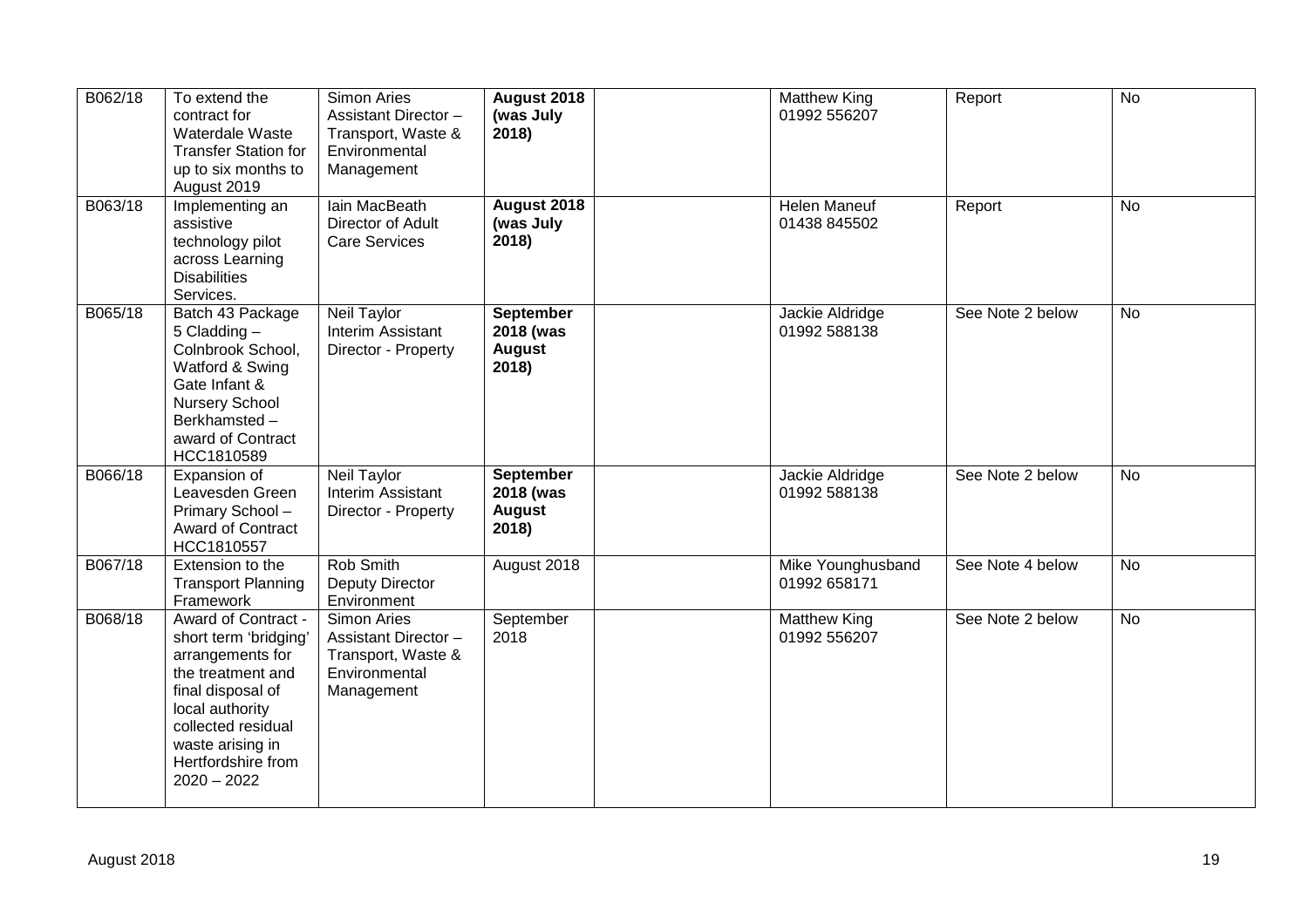| | | | | | | | |
|---|---|---|---|---|---|---|---|
| B062/18 | To extend the contract for Waterdale Waste Transfer Station for up to six months to August 2019 | Simon Aries Assistant Director – Transport, Waste & Environmental Management | **August 2018 (was July 2018)** | | Matthew King 01992 556207 | Report | No |
| B063/18 | Implementing an assistive technology pilot across Learning Disabilities Services. | Iain MacBeath Director of Adult Care Services | **August 2018 (was July 2018)** | | Helen Maneuf 01438 845502 | Report | No |
| B065/18 | Batch 43 Package 5 Cladding – Colnbrook School, Watford & Swing Gate Infant & Nursery School Berkhamsted – award of Contract HCC1810589 | Neil Taylor Interim Assistant Director - Property | **September 2018 (was August 2018)** | | Jackie Aldridge 01992 588138 | See Note 2 below | No |
| B066/18 | Expansion of Leavesden Green Primary School – Award of Contract HCC1810557 | Neil Taylor Interim Assistant Director - Property | **September 2018 (was August 2018)** | | Jackie Aldridge 01992 588138 | See Note 2 below | No |
| B067/18 | Extension to the Transport Planning Framework | Rob Smith Deputy Director Environment | August 2018 | | Mike Younghusband 01992 658171 | See Note 4 below | No |
| B068/18 | Award of Contract - short term 'bridging' arrangements for the treatment and final disposal of local authority collected residual waste arising in Hertfordshire from 2020 – 2022 | Simon Aries Assistant Director – Transport, Waste & Environmental Management | September 2018 | | Matthew King 01992 556207 | See Note 2 below | No |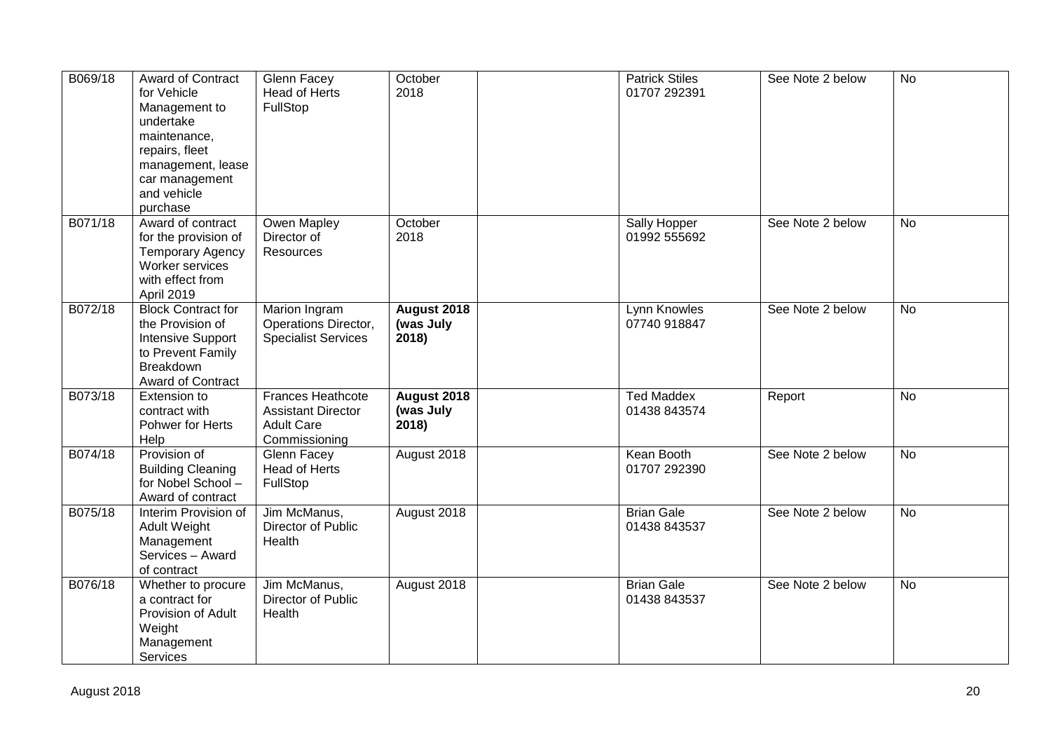| B069/18 | Award of Contract for Vehicle Management to undertake maintenance, repairs, fleet management, lease car management and vehicle purchase | Glenn Facey Head of Herts FullStop | October 2018 | | Patrick Stiles 01707 292391 | See Note 2 below | No |
|---|---|---|---|---|---|---|---|
| B071/18 | Award of contract for the provision of Temporary Agency Worker services with effect from April 2019 | Owen Mapley Director of Resources | October 2018 | | Sally Hopper 01992 555692 | See Note 2 below | No |
| B072/18 | Block Contract for the Provision of Intensive Support to Prevent Family Breakdown Award of Contract | Marion Ingram Operations Director, Specialist Services | **August 2018 (was July 2018)** | | Lynn Knowles 07740 918847 | See Note 2 below | No |
| B073/18 | Extension to contract with Pohwer for Herts Help | Frances Heathcote Assistant Director Adult Care Commissioning | **August 2018 (was July 2018)** | | Ted Maddex 01438 843574 | Report | No |
| B074/18 | Provision of Building Cleaning for Nobel School – Award of contract | Glenn Facey Head of Herts FullStop | August 2018 | | Kean Booth 01707 292390 | See Note 2 below | No |
| B075/18 | Interim Provision of Adult Weight Management Services – Award of contract | Jim McManus, Director of Public Health | August 2018 | | Brian Gale 01438 843537 | See Note 2 below | No |
| B076/18 | Whether to procure a contract for Provision of Adult Weight Management Services | Jim McManus, Director of Public Health | August 2018 | | Brian Gale 01438 843537 | See Note 2 below | No |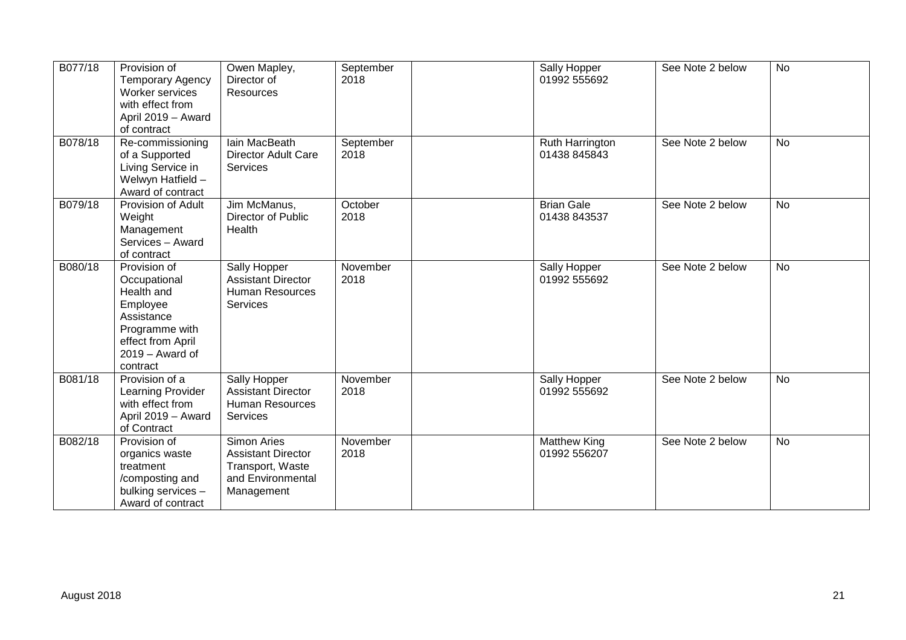| B077/18 | Provision of Temporary Agency Worker services with effect from April 2019 – Award of contract | Owen Mapley, Director of Resources | September 2018 | | Sally Hopper 01992 555692 | See Note 2 below | No |
|---|---|---|---|---|---|---|---|
| B078/18 | Re-commissioning of a Supported Living Service in Welwyn Hatfield – Award of contract | Iain MacBeath Director Adult Care Services | September 2018 | | Ruth Harrington 01438 845843 | See Note 2 below | No |
| B079/18 | Provision of Adult Weight Management Services – Award of contract | Jim McManus, Director of Public Health | October 2018 | | Brian Gale 01438 843537 | See Note 2 below | No |
| B080/18 | Provision of Occupational Health and Employee Assistance Programme with effect from April 2019 – Award of contract | Sally Hopper Assistant Director Human Resources Services | November 2018 | | Sally Hopper 01992 555692 | See Note 2 below | No |
| B081/18 | Provision of a Learning Provider with effect from April 2019 – Award of Contract | Sally Hopper Assistant Director Human Resources Services | November 2018 | | Sally Hopper 01992 555692 | See Note 2 below | No |
| B082/18 | Provision of organics waste treatment /composting and bulking services – Award of contract | Simon Aries Assistant Director Transport, Waste and Environmental Management | November 2018 | | Matthew King 01992 556207 | See Note 2 below | No |

August 2018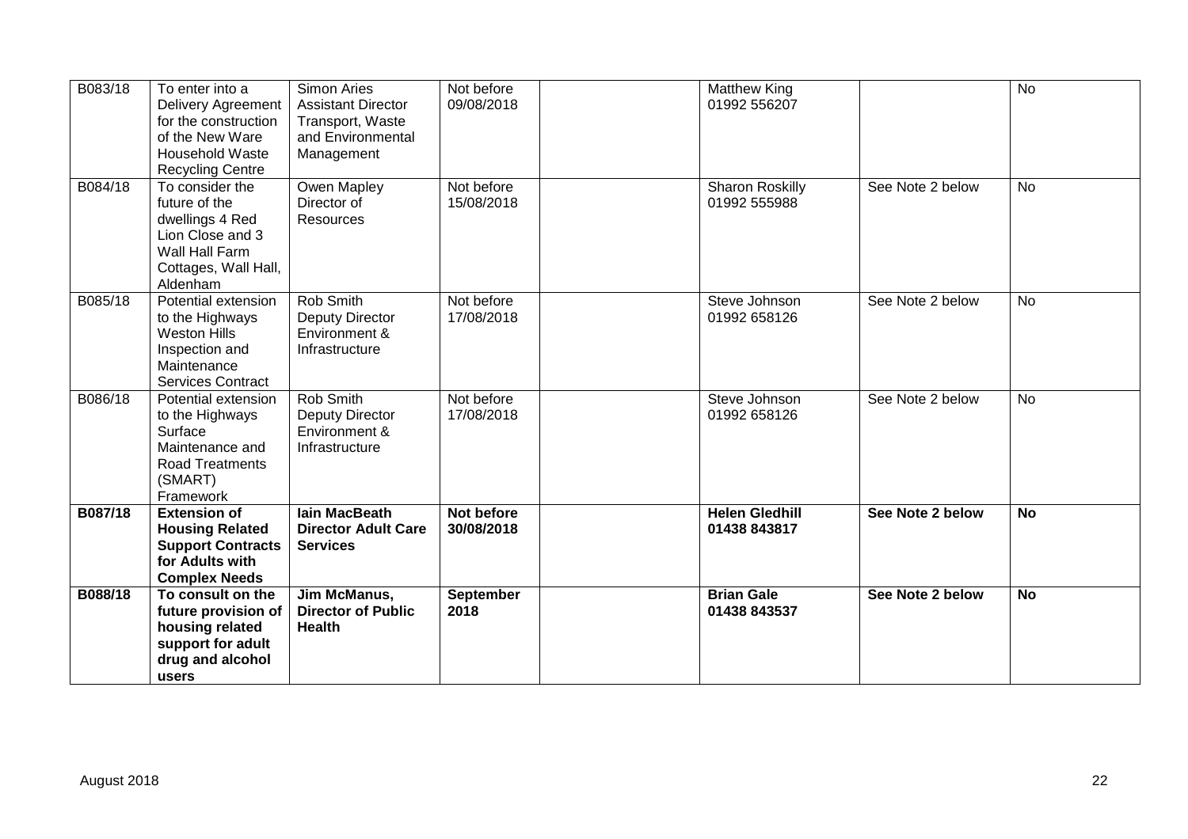| B083/18 | To enter into a Delivery Agreement for the construction of the New Ware Household Waste Recycling Centre | Simon Aries Assistant Director Transport, Waste and Environmental Management | Not before 09/08/2018 | | Matthew King 01992 556207 | | No |
|---|---|---|---|---|---|---|---|
| B084/18 | To consider the future of the dwellings 4 Red Lion Close and 3 Wall Hall Farm Cottages, Wall Hall, Aldenham | Owen Mapley Director of Resources | Not before 15/08/2018 | | Sharon Roskilly 01992 555988 | See Note 2 below | No |
| B085/18 | Potential extension to the Highways Weston Hills Inspection and Maintenance Services Contract | Rob Smith Deputy Director Environment & Infrastructure | Not before 17/08/2018 | | Steve Johnson 01992 658126 | See Note 2 below | No |
| B086/18 | Potential extension to the Highways Surface Maintenance and Road Treatments (SMART) Framework | Rob Smith Deputy Director Environment & Infrastructure | Not before 17/08/2018 | | Steve Johnson 01992 658126 | See Note 2 below | No |
| **B087/18** | **Extension of Housing Related Support Contracts for Adults with Complex Needs** | **Iain MacBeath Director Adult Care Services** | **Not before 30/08/2018** | | **Helen Gledhill 01438 843817** | **See Note 2 below** | **No** |
| **B088/18** | **To consult on the future provision of housing related support for adult drug and alcohol users** | **Jim McManus, Director of Public Health** | **September 2018** | | **Brian Gale 01438 843537** | **See Note 2 below** | **No** |

August 2018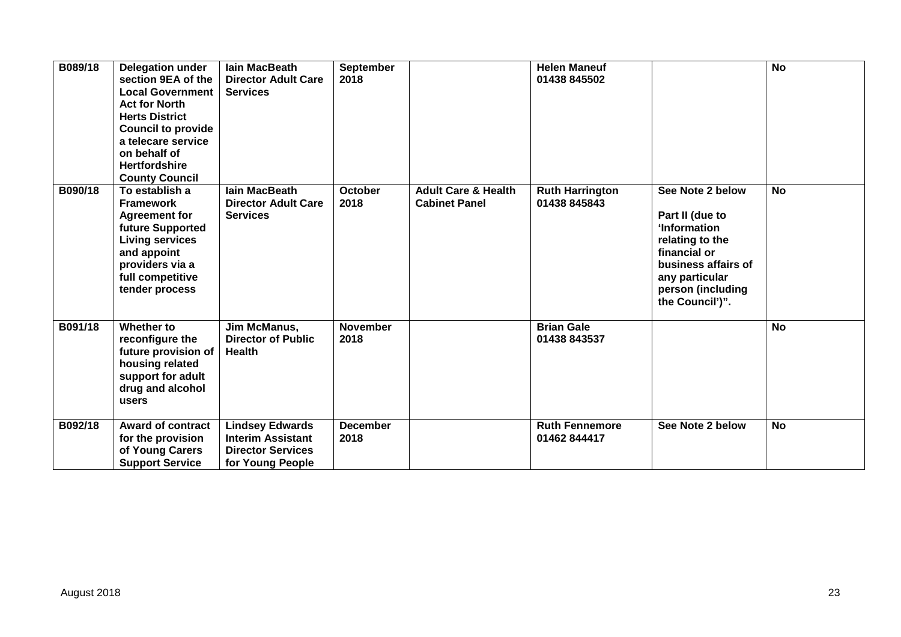| B089/18 | Delegation under section 9EA of the Local Government Act for North Herts District Council to provide a telecare service on behalf of Hertfordshire County Council | Iain MacBeath Director Adult Care Services | September 2018 | | Helen Maneuf 01438 845502 | | No |
|---|---|---|---|---|---|---|---|
| B090/18 | To establish a Framework Agreement for future Supported Living services and appoint providers via a full competitive tender process | Iain MacBeath Director Adult Care Services | October 2018 | Adult Care & Health Cabinet Panel | Ruth Harrington 01438 845843 | See Note 2 below<br><br>Part II (due to 'Information relating to the financial or business affairs of any particular person (including the Council')". | No |
| B091/18 | Whether to reconfigure the future provision of housing related support for adult drug and alcohol users | Jim McManus, Director of Public Health | November 2018 | | Brian Gale 01438 843537 | | No |
| B092/18 | Award of contract for the provision of Young Carers Support Service | Lindsey Edwards Interim Assistant Director Services for Young People | December 2018 | | Ruth Fennemore 01462 844417 | See Note 2 below | No |

August 2018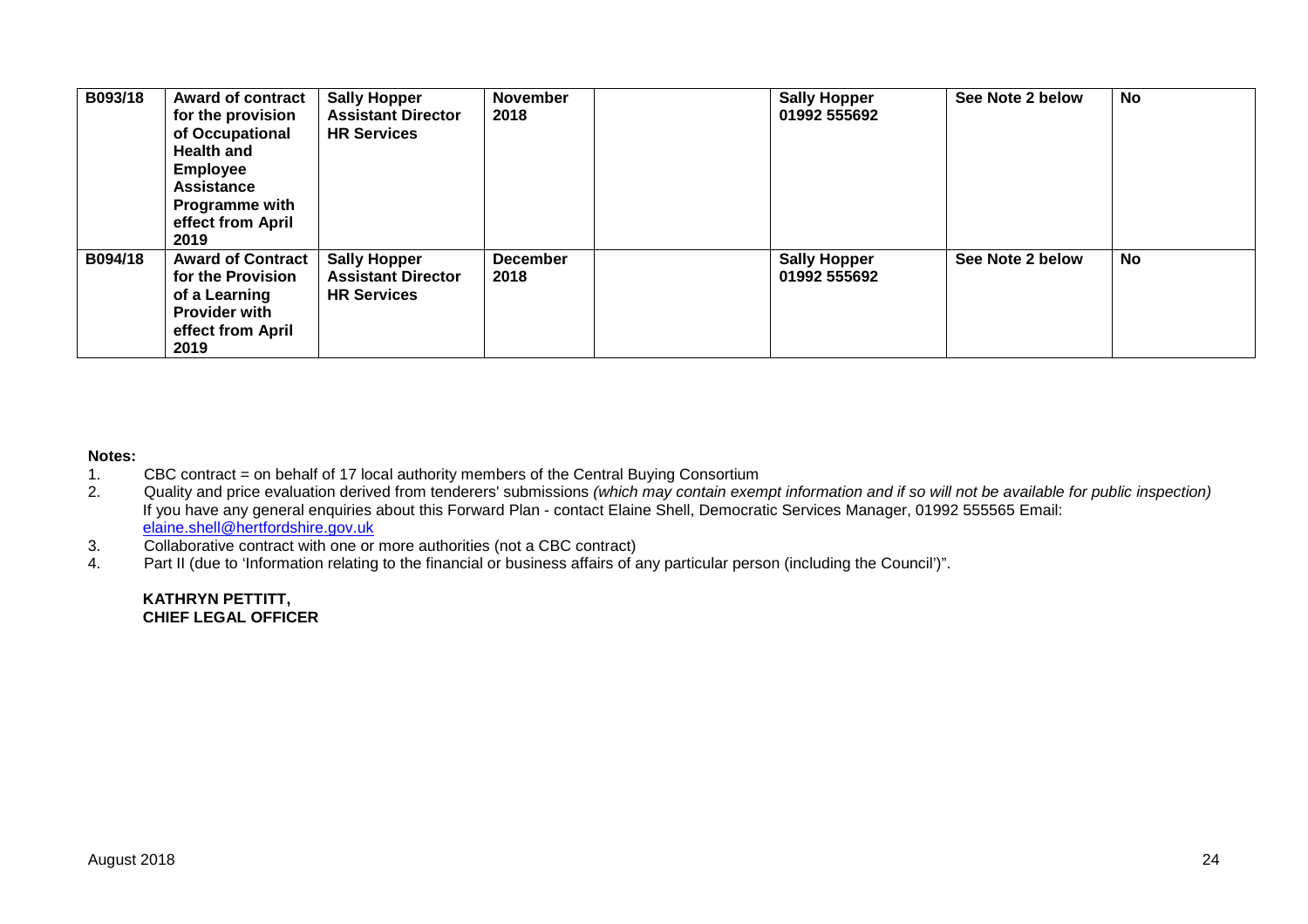| B093/18 | **Award of contract for the provision of Occupational Health and Employee Assistance Programme with effect from April 2019** | **Sally Hopper Assistant Director HR Services** | **November 2018** | | **Sally Hopper 01992 555692** | **See Note 2 below** | **No** |
|---|---|---|---|---|---|---|---|
| **B094/18** | **Award of Contract for the Provision of a Learning Provider with effect from April 2019** | **Sally Hopper Assistant Director HR Services** | **December 2018** | | **Sally Hopper 01992 555692** | **See Note 2 below** | **No** |

**Notes:**

1. CBC contract = on behalf of 17 local authority members of the Central Buying Consortium
2. Quality and price evaluation derived from tenderers' submissions *(which may contain exempt information and if so will not be available for public inspection)*
   If you have any general enquiries about this Forward Plan - contact Elaine Shell, Democratic Services Manager, 01992 555565 Email: elaine.shell@hertfordshire.gov.uk
3. Collaborative contract with one or more authorities (not a CBC contract)
4. Part II (due to 'Information relating to the financial or business affairs of any particular person (including the Council')".

**KATHRYN PETTITT,**
**CHIEF LEGAL OFFICER**

August 2018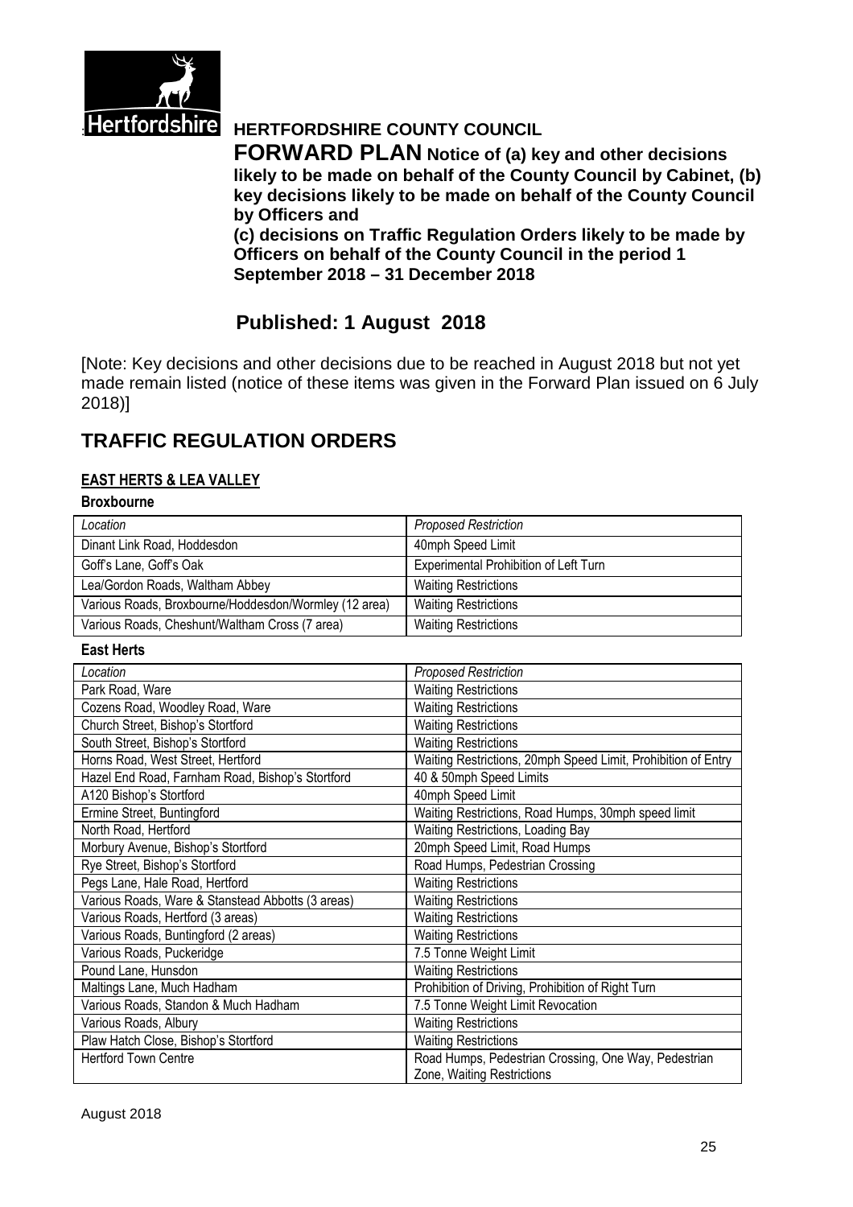Hertfordshire

# HERTFORDSHIRE COUNTY COUNCIL

**FORWARD PLAN Notice of (a) key and other decisions likely to be made on behalf of the County Council by Cabinet, (b) key decisions likely to be made on behalf of the County Council by Officers and**
**(c) decisions on Traffic Regulation Orders likely to be made by Officers on behalf of the County Council in the period 1 September 2018 – 31 December 2018**

## Published: 1 August 2018

[Note: Key decisions and other decisions due to be reached in August 2018 but not yet made remain listed (notice of these items was given in the Forward Plan issued on 6 July 2018)]

# TRAFFIC REGULATION ORDERS

### EAST HERTS & LEA VALLEY

**Broxbourne**

| *Location* | *Proposed Restriction* |
|---|---|
| Dinant Link Road, Hoddesdon | 40mph Speed Limit |
| Goff's Lane, Goff's Oak | Experimental Prohibition of Left Turn |
| Lea/Gordon Roads, Waltham Abbey | Waiting Restrictions |
| Various Roads, Broxbourne/Hoddesdon/Wormley (12 area) | Waiting Restrictions |
| Various Roads, Cheshunt/Waltham Cross (7 area) | Waiting Restrictions |

**East Herts**

| *Location* | *Proposed Restriction* |
|---|---|
| Park Road, Ware | Waiting Restrictions |
| Cozens Road, Woodley Road, Ware | Waiting Restrictions |
| Church Street, Bishop's Stortford | Waiting Restrictions |
| South Street, Bishop's Stortford | Waiting Restrictions |
| Horns Road, West Street, Hertford | Waiting Restrictions, 20mph Speed Limit, Prohibition of Entry |
| Hazel End Road, Farnham Road, Bishop's Stortford | 40 & 50mph Speed Limits |
| A120 Bishop's Stortford | 40mph Speed Limit |
| Ermine Street, Buntingford | Waiting Restrictions, Road Humps, 30mph speed limit |
| North Road, Hertford | Waiting Restrictions, Loading Bay |
| Morbury Avenue, Bishop's Stortford | 20mph Speed Limit, Road Humps |
| Rye Street, Bishop's Stortford | Road Humps, Pedestrian Crossing |
| Pegs Lane, Hale Road, Hertford | Waiting Restrictions |
| Various Roads, Ware & Stanstead Abbotts (3 areas) | Waiting Restrictions |
| Various Roads, Hertford (3 areas) | Waiting Restrictions |
| Various Roads, Buntingford (2 areas) | Waiting Restrictions |
| Various Roads, Puckeridge | 7.5 Tonne Weight Limit |
| Pound Lane, Hunsdon | Waiting Restrictions |
| Maltings Lane, Much Hadham | Prohibition of Driving, Prohibition of Right Turn |
| Various Roads, Standon & Much Hadham | 7.5 Tonne Weight Limit Revocation |
| Various Roads, Albury | Waiting Restrictions |
| Plaw Hatch Close, Bishop's Stortford | Waiting Restrictions |
| Hertford Town Centre | Road Humps, Pedestrian Crossing, One Way, Pedestrian Zone, Waiting Restrictions |

August 2018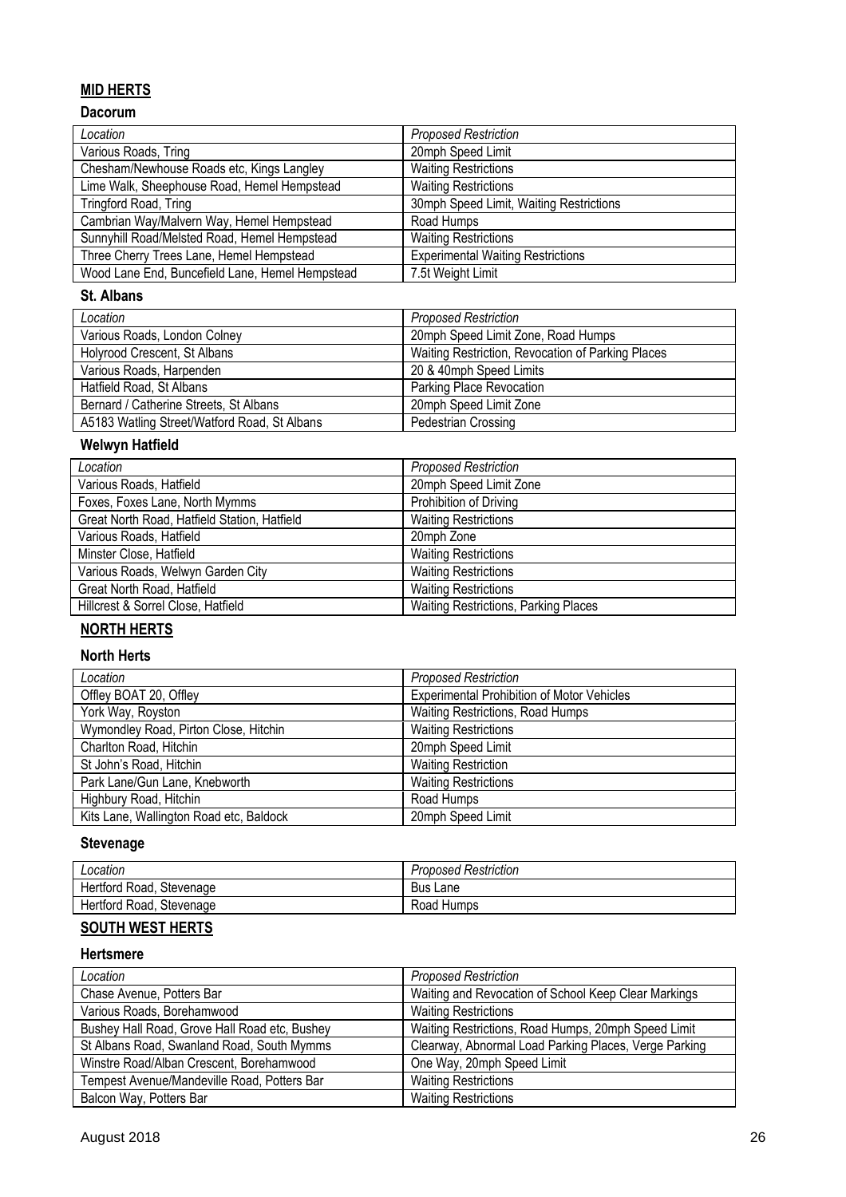## **MID HERTS**

### Dacorum

| *Location* | *Proposed Restriction* |
|---|---|
| Various Roads, Tring | 20mph Speed Limit |
| Chesham/Newhouse Roads etc, Kings Langley | Waiting Restrictions |
| Lime Walk, Sheephouse Road, Hemel Hempstead | Waiting Restrictions |
| Tringford Road, Tring | 30mph Speed Limit, Waiting Restrictions |
| Cambrian Way/Malvern Way, Hemel Hempstead | Road Humps |
| Sunnyhill Road/Melsted Road, Hemel Hempstead | Waiting Restrictions |
| Three Cherry Trees Lane, Hemel Hempstead | Experimental Waiting Restrictions |
| Wood Lane End, Buncefield Lane, Hemel Hempstead | 7.5t Weight Limit |

### St. Albans

| *Location* | *Proposed Restriction* |
|---|---|
| Various Roads, London Colney | 20mph Speed Limit Zone, Road Humps |
| Holyrood Crescent, St Albans | Waiting Restriction, Revocation of Parking Places |
| Various Roads, Harpenden | 20 & 40mph Speed Limits |
| Hatfield Road, St Albans | Parking Place Revocation |
| Bernard / Catherine Streets, St Albans | 20mph Speed Limit Zone |
| A5183 Watling Street/Watford Road, St Albans | Pedestrian Crossing |

### Welwyn Hatfield

| *Location* | *Proposed Restriction* |
|---|---|
| Various Roads, Hatfield | 20mph Speed Limit Zone |
| Foxes, Foxes Lane, North Mymms | Prohibition of Driving |
| Great North Road, Hatfield Station, Hatfield | Waiting Restrictions |
| Various Roads, Hatfield | 20mph Zone |
| Minster Close, Hatfield | Waiting Restrictions |
| Various Roads, Welwyn Garden City | Waiting Restrictions |
| Great North Road, Hatfield | Waiting Restrictions |
| Hillcrest & Sorrel Close, Hatfield | Waiting Restrictions, Parking Places |

## **NORTH HERTS**

### North Herts

| *Location* | *Proposed Restriction* |
|---|---|
| Offley BOAT 20, Offley | Experimental Prohibition of Motor Vehicles |
| York Way, Royston | Waiting Restrictions, Road Humps |
| Wymondley Road, Pirton Close, Hitchin | Waiting Restrictions |
| Charlton Road, Hitchin | 20mph Speed Limit |
| St John's Road, Hitchin | Waiting Restriction |
| Park Lane/Gun Lane, Knebworth | Waiting Restrictions |
| Highbury Road, Hitchin | Road Humps |
| Kits Lane, Wallington Road etc, Baldock | 20mph Speed Limit |

### Stevenage

| *Location* | *Proposed Restriction* |
|---|---|
| Hertford Road, Stevenage | Bus Lane |
| Hertford Road, Stevenage | Road Humps |

## **SOUTH WEST HERTS**

### Hertsmere

| *Location* | *Proposed Restriction* |
|---|---|
| Chase Avenue, Potters Bar | Waiting and Revocation of School Keep Clear Markings |
| Various Roads, Borehamwood | Waiting Restrictions |
| Bushey Hall Road, Grove Hall Road etc, Bushey | Waiting Restrictions, Road Humps, 20mph Speed Limit |
| St Albans Road, Swanland Road, South Mymms | Clearway, Abnormal Load Parking Places, Verge Parking |
| Winstre Road/Alban Crescent, Borehamwood | One Way, 20mph Speed Limit |
| Tempest Avenue/Mandeville Road, Potters Bar | Waiting Restrictions |
| Balcon Way, Potters Bar | Waiting Restrictions |

August 2018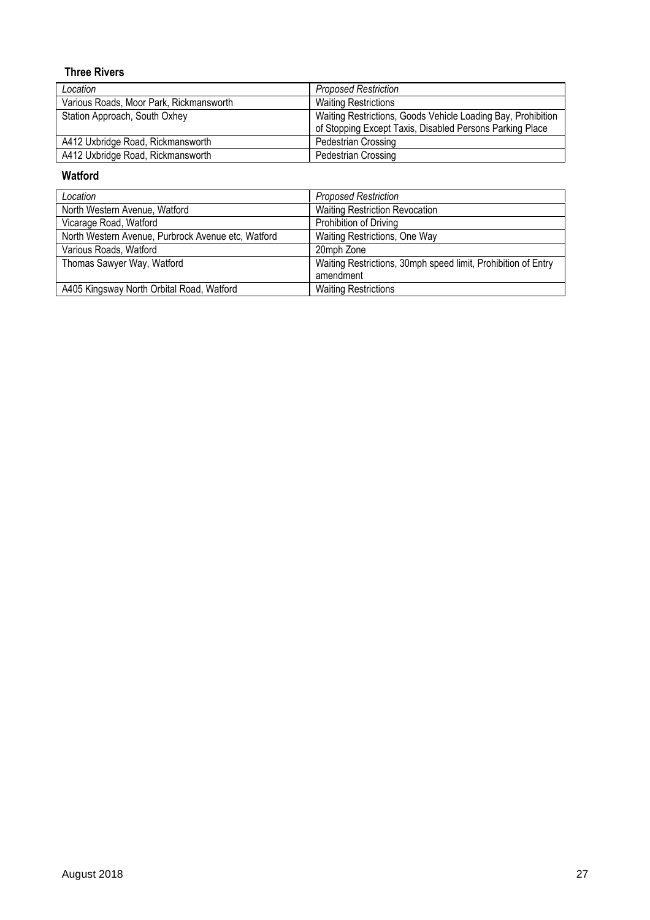### Three Rivers

| *Location* | *Proposed Restriction* |
|---|---|
| Various Roads, Moor Park, Rickmansworth | Waiting Restrictions |
| Station Approach, South Oxhey | Waiting Restrictions, Goods Vehicle Loading Bay, Prohibition of Stopping Except Taxis, Disabled Persons Parking Place |
| A412 Uxbridge Road, Rickmansworth | Pedestrian Crossing |
| A412 Uxbridge Road, Rickmansworth | Pedestrian Crossing |

### Watford

| *Location* | *Proposed Restriction* |
|---|---|
| North Western Avenue, Watford | Waiting Restriction Revocation |
| Vicarage Road, Watford | Prohibition of Driving |
| North Western Avenue, Purbrock Avenue etc, Watford | Waiting Restrictions, One Way |
| Various Roads, Watford | 20mph Zone |
| Thomas Sawyer Way, Watford | Waiting Restrictions, 30mph speed limit, Prohibition of Entry amendment |
| A405 Kingsway North Orbital Road, Watford | Waiting Restrictions |

August 2018